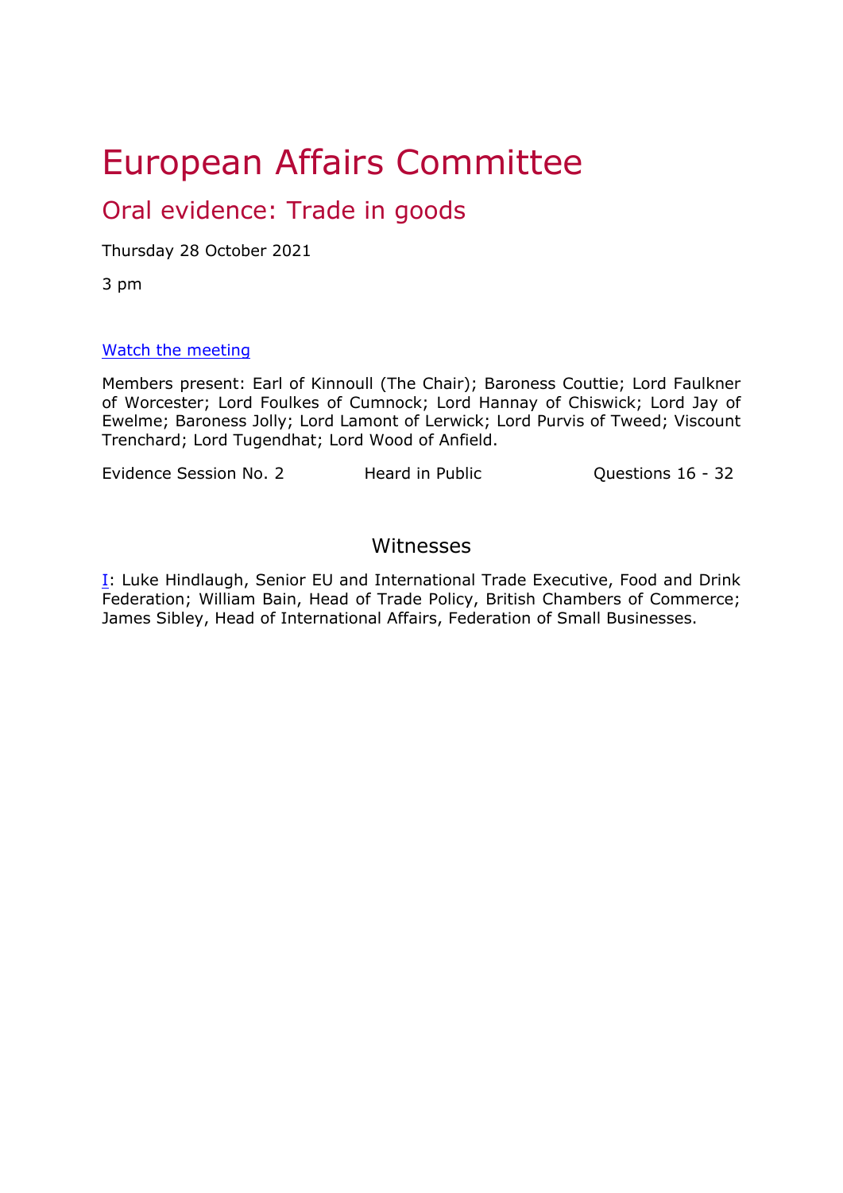# European Affairs Committee

## Oral evidence: Trade in goods

Thursday 28 October 2021

3 pm

[Watch the meeting](#)

Members present: Earl of Kinnoull (The Chair); Baroness Couttie; Lord Faulkner of Worcester; Lord Foulkes of Cumnock; Lord Hannay of Chiswick; Lord Jay of Ewelme; Baroness Jolly; Lord Lamont of Lerwick; Lord Purvis of Tweed; Viscount Trenchard; Lord Tugendhat; Lord Wood of Anfield.

| Evidence Session No. 2 | Heard in Public | Questions 16 - 32 |
|---|---|---|

### Witnesses

I: Luke Hindlaugh, Senior EU and International Trade Executive, Food and Drink Federation; William Bain, Head of Trade Policy, British Chambers of Commerce; James Sibley, Head of International Affairs, Federation of Small Businesses.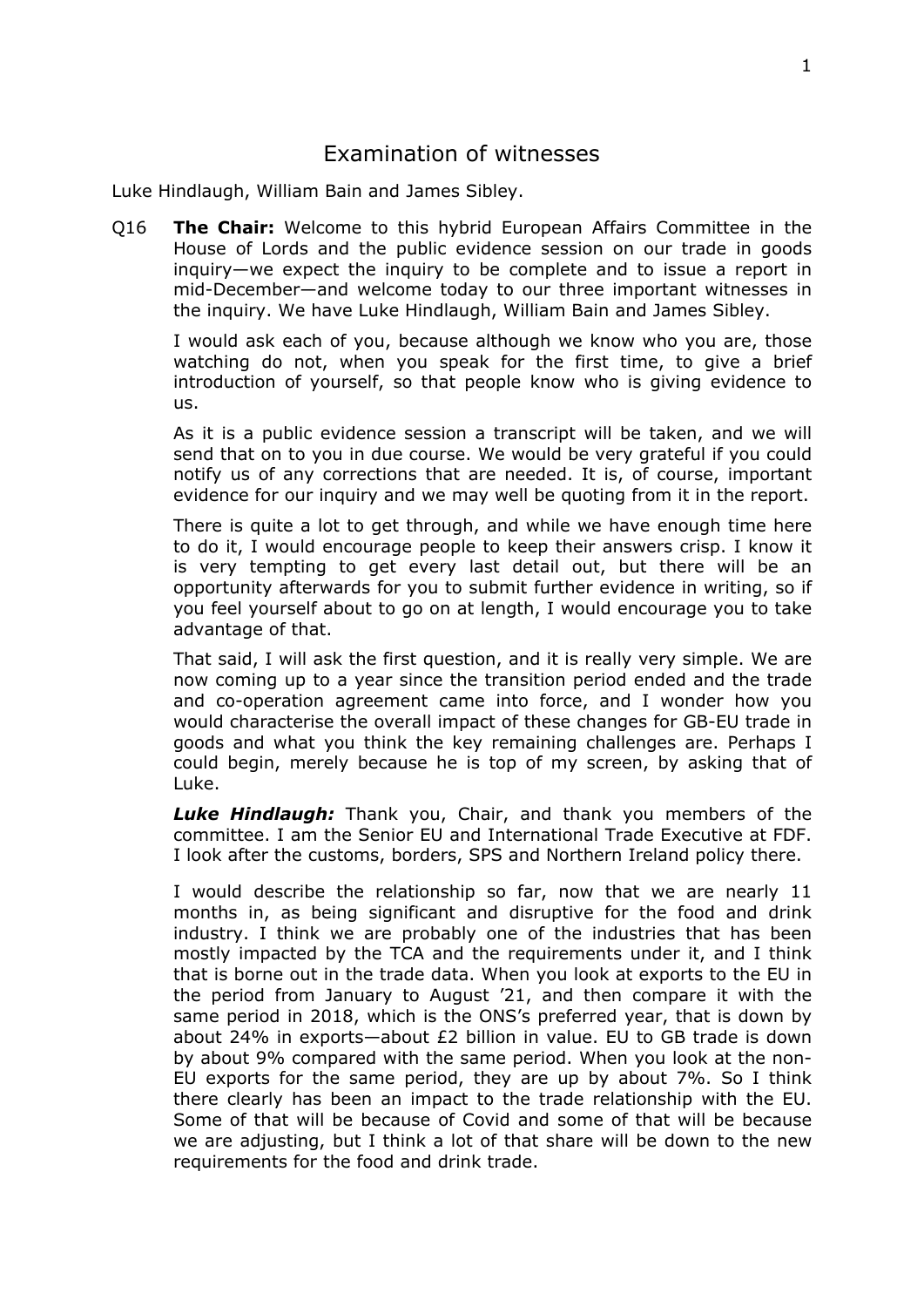# Examination of witnesses

Luke Hindlaugh, William Bain and James Sibley.

Q16 **The Chair:** Welcome to this hybrid European Affairs Committee in the House of Lords and the public evidence session on our trade in goods inquiry—we expect the inquiry to be complete and to issue a report in mid-December—and welcome today to our three important witnesses in the inquiry. We have Luke Hindlaugh, William Bain and James Sibley.

I would ask each of you, because although we know who you are, those watching do not, when you speak for the first time, to give a brief introduction of yourself, so that people know who is giving evidence to us.

As it is a public evidence session a transcript will be taken, and we will send that on to you in due course. We would be very grateful if you could notify us of any corrections that are needed. It is, of course, important evidence for our inquiry and we may well be quoting from it in the report.

There is quite a lot to get through, and while we have enough time here to do it, I would encourage people to keep their answers crisp. I know it is very tempting to get every last detail out, but there will be an opportunity afterwards for you to submit further evidence in writing, so if you feel yourself about to go on at length, I would encourage you to take advantage of that.

That said, I will ask the first question, and it is really very simple. We are now coming up to a year since the transition period ended and the trade and co-operation agreement came into force, and I wonder how you would characterise the overall impact of these changes for GB-EU trade in goods and what you think the key remaining challenges are. Perhaps I could begin, merely because he is top of my screen, by asking that of Luke.

***Luke Hindlaugh:*** Thank you, Chair, and thank you members of the committee. I am the Senior EU and International Trade Executive at FDF. I look after the customs, borders, SPS and Northern Ireland policy there.

I would describe the relationship so far, now that we are nearly 11 months in, as being significant and disruptive for the food and drink industry. I think we are probably one of the industries that has been mostly impacted by the TCA and the requirements under it, and I think that is borne out in the trade data. When you look at exports to the EU in the period from January to August '21, and then compare it with the same period in 2018, which is the ONS's preferred year, that is down by about 24% in exports—about £2 billion in value. EU to GB trade is down by about 9% compared with the same period. When you look at the non-EU exports for the same period, they are up by about 7%. So I think there clearly has been an impact to the trade relationship with the EU. Some of that will be because of Covid and some of that will be because we are adjusting, but I think a lot of that share will be down to the new requirements for the food and drink trade.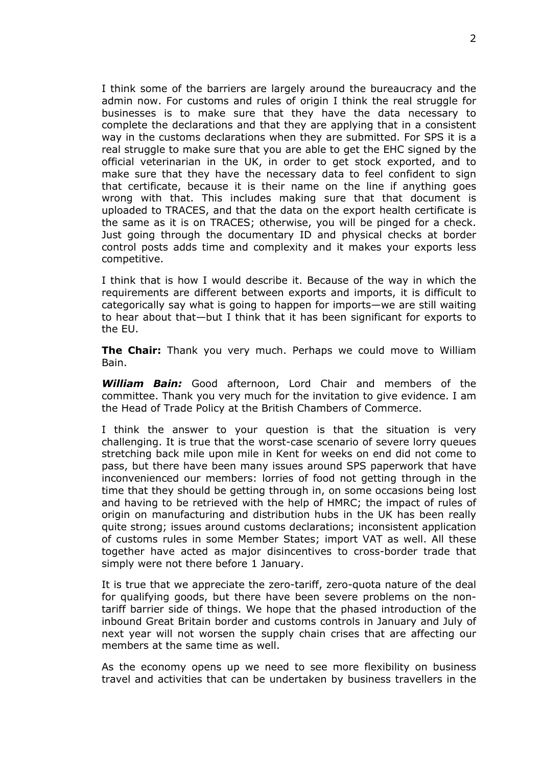I think some of the barriers are largely around the bureaucracy and the admin now. For customs and rules of origin I think the real struggle for businesses is to make sure that they have the data necessary to complete the declarations and that they are applying that in a consistent way in the customs declarations when they are submitted. For SPS it is a real struggle to make sure that you are able to get the EHC signed by the official veterinarian in the UK, in order to get stock exported, and to make sure that they have the necessary data to feel confident to sign that certificate, because it is their name on the line if anything goes wrong with that. This includes making sure that that document is uploaded to TRACES, and that the data on the export health certificate is the same as it is on TRACES; otherwise, you will be pinged for a check. Just going through the documentary ID and physical checks at border control posts adds time and complexity and it makes your exports less competitive.

I think that is how I would describe it. Because of the way in which the requirements are different between exports and imports, it is difficult to categorically say what is going to happen for imports—we are still waiting to hear about that—but I think that it has been significant for exports to the EU.

**The Chair:** Thank you very much. Perhaps we could move to William Bain.

***William Bain:*** Good afternoon, Lord Chair and members of the committee. Thank you very much for the invitation to give evidence. I am the Head of Trade Policy at the British Chambers of Commerce.

I think the answer to your question is that the situation is very challenging. It is true that the worst-case scenario of severe lorry queues stretching back mile upon mile in Kent for weeks on end did not come to pass, but there have been many issues around SPS paperwork that have inconvenienced our members: lorries of food not getting through in the time that they should be getting through in, on some occasions being lost and having to be retrieved with the help of HMRC; the impact of rules of origin on manufacturing and distribution hubs in the UK has been really quite strong; issues around customs declarations; inconsistent application of customs rules in some Member States; import VAT as well. All these together have acted as major disincentives to cross-border trade that simply were not there before 1 January.

It is true that we appreciate the zero-tariff, zero-quota nature of the deal for qualifying goods, but there have been severe problems on the non-tariff barrier side of things. We hope that the phased introduction of the inbound Great Britain border and customs controls in January and July of next year will not worsen the supply chain crises that are affecting our members at the same time as well.

As the economy opens up we need to see more flexibility on business travel and activities that can be undertaken by business travellers in the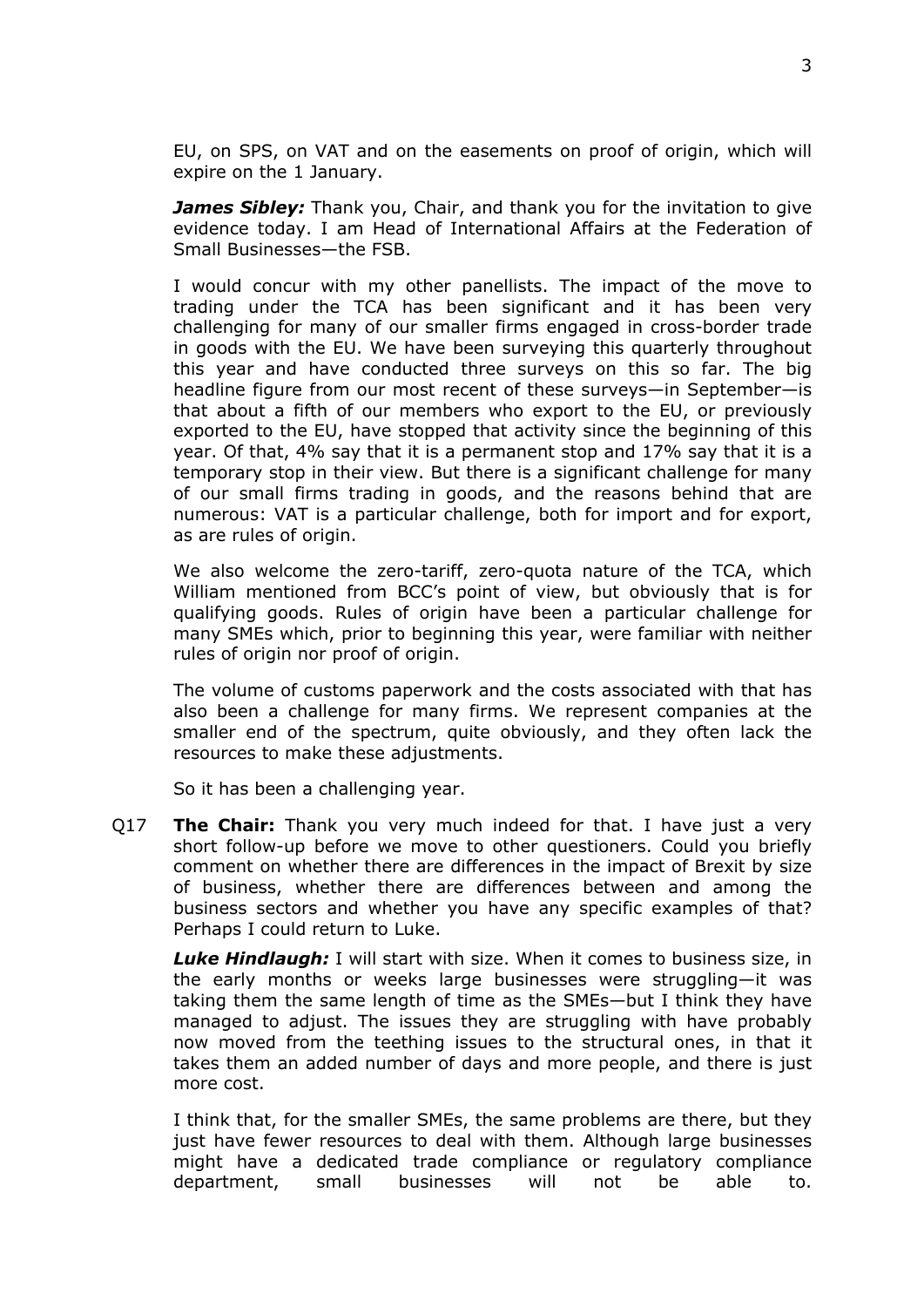EU, on SPS, on VAT and on the easements on proof of origin, which will expire on the 1 January.

***James Sibley:*** Thank you, Chair, and thank you for the invitation to give evidence today. I am Head of International Affairs at the Federation of Small Businesses—the FSB.

I would concur with my other panellists. The impact of the move to trading under the TCA has been significant and it has been very challenging for many of our smaller firms engaged in cross-border trade in goods with the EU. We have been surveying this quarterly throughout this year and have conducted three surveys on this so far. The big headline figure from our most recent of these surveys—in September—is that about a fifth of our members who export to the EU, or previously exported to the EU, have stopped that activity since the beginning of this year. Of that, 4% say that it is a permanent stop and 17% say that it is a temporary stop in their view. But there is a significant challenge for many of our small firms trading in goods, and the reasons behind that are numerous: VAT is a particular challenge, both for import and for export, as are rules of origin.

We also welcome the zero-tariff, zero-quota nature of the TCA, which William mentioned from BCC's point of view, but obviously that is for qualifying goods. Rules of origin have been a particular challenge for many SMEs which, prior to beginning this year, were familiar with neither rules of origin nor proof of origin.

The volume of customs paperwork and the costs associated with that has also been a challenge for many firms. We represent companies at the smaller end of the spectrum, quite obviously, and they often lack the resources to make these adjustments.

So it has been a challenging year.

Q17 **The Chair:** Thank you very much indeed for that. I have just a very short follow-up before we move to other questioners. Could you briefly comment on whether there are differences in the impact of Brexit by size of business, whether there are differences between and among the business sectors and whether you have any specific examples of that? Perhaps I could return to Luke.

***Luke Hindlaugh:*** I will start with size. When it comes to business size, in the early months or weeks large businesses were struggling—it was taking them the same length of time as the SMEs—but I think they have managed to adjust. The issues they are struggling with have probably now moved from the teething issues to the structural ones, in that it takes them an added number of days and more people, and there is just more cost.

I think that, for the smaller SMEs, the same problems are there, but they just have fewer resources to deal with them. Although large businesses might have a dedicated trade compliance or regulatory compliance department, small businesses will not be able to.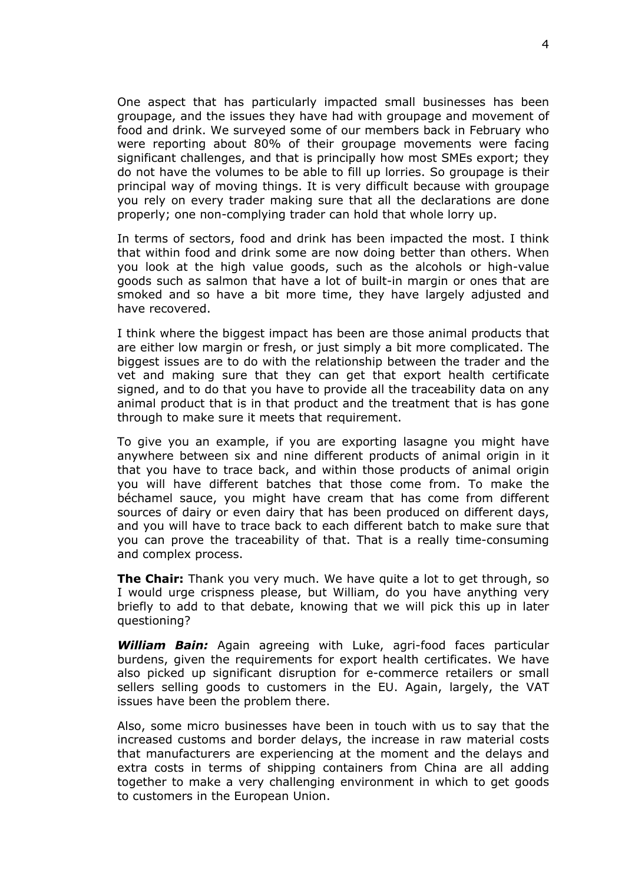One aspect that has particularly impacted small businesses has been groupage, and the issues they have had with groupage and movement of food and drink. We surveyed some of our members back in February who were reporting about 80% of their groupage movements were facing significant challenges, and that is principally how most SMEs export; they do not have the volumes to be able to fill up lorries. So groupage is their principal way of moving things. It is very difficult because with groupage you rely on every trader making sure that all the declarations are done properly; one non-complying trader can hold that whole lorry up.

In terms of sectors, food and drink has been impacted the most. I think that within food and drink some are now doing better than others. When you look at the high value goods, such as the alcohols or high-value goods such as salmon that have a lot of built-in margin or ones that are smoked and so have a bit more time, they have largely adjusted and have recovered.

I think where the biggest impact has been are those animal products that are either low margin or fresh, or just simply a bit more complicated. The biggest issues are to do with the relationship between the trader and the vet and making sure that they can get that export health certificate signed, and to do that you have to provide all the traceability data on any animal product that is in that product and the treatment that is has gone through to make sure it meets that requirement.

To give you an example, if you are exporting lasagne you might have anywhere between six and nine different products of animal origin in it that you have to trace back, and within those products of animal origin you will have different batches that those come from. To make the béchamel sauce, you might have cream that has come from different sources of dairy or even dairy that has been produced on different days, and you will have to trace back to each different batch to make sure that you can prove the traceability of that. That is a really time-consuming and complex process.

**The Chair:** Thank you very much. We have quite a lot to get through, so I would urge crispness please, but William, do you have anything very briefly to add to that debate, knowing that we will pick this up in later questioning?

***William Bain:*** Again agreeing with Luke, agri-food faces particular burdens, given the requirements for export health certificates. We have also picked up significant disruption for e-commerce retailers or small sellers selling goods to customers in the EU. Again, largely, the VAT issues have been the problem there.

Also, some micro businesses have been in touch with us to say that the increased customs and border delays, the increase in raw material costs that manufacturers are experiencing at the moment and the delays and extra costs in terms of shipping containers from China are all adding together to make a very challenging environment in which to get goods to customers in the European Union.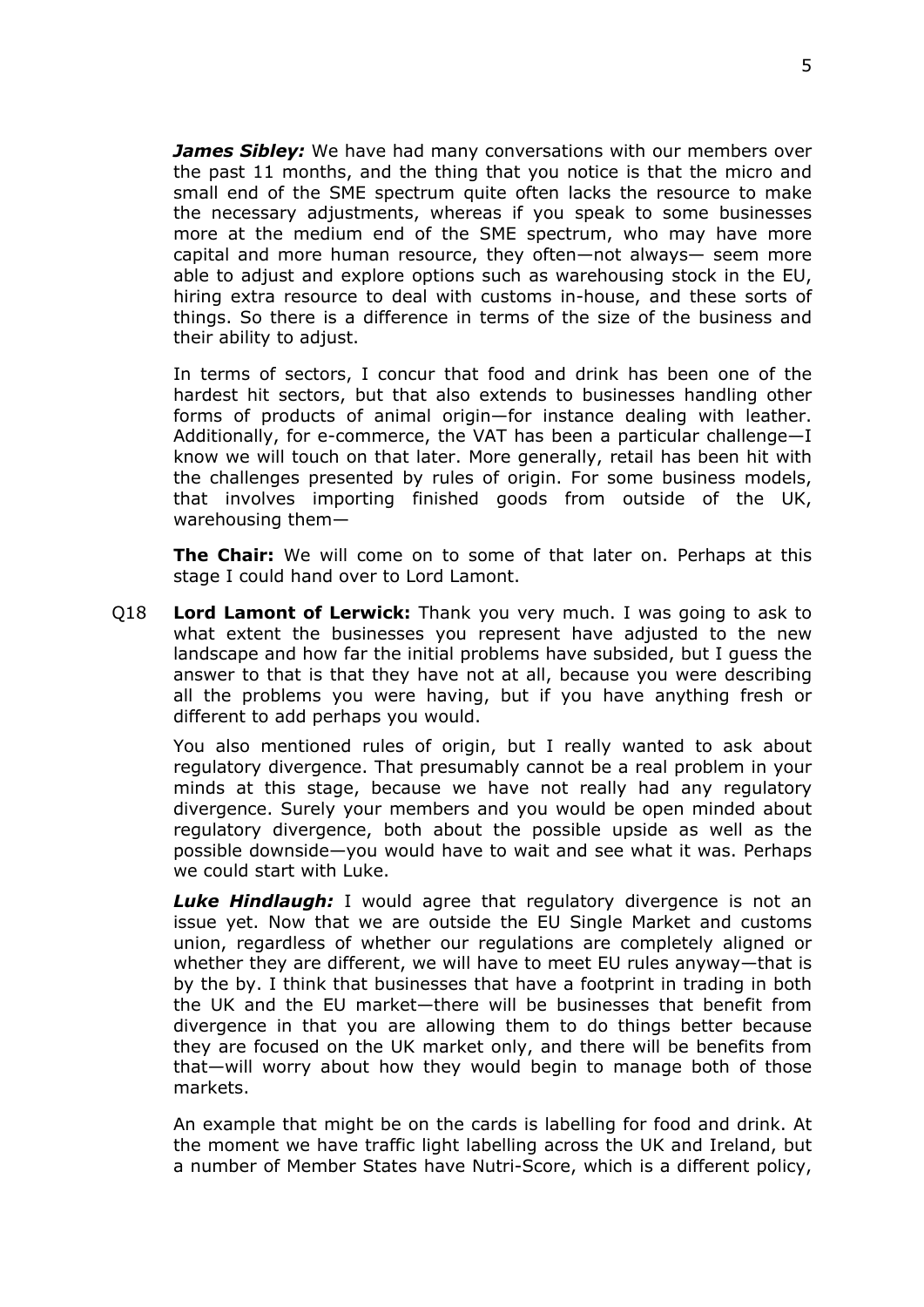***James Sibley:*** We have had many conversations with our members over the past 11 months, and the thing that you notice is that the micro and small end of the SME spectrum quite often lacks the resource to make the necessary adjustments, whereas if you speak to some businesses more at the medium end of the SME spectrum, who may have more capital and more human resource, they often—not always— seem more able to adjust and explore options such as warehousing stock in the EU, hiring extra resource to deal with customs in-house, and these sorts of things. So there is a difference in terms of the size of the business and their ability to adjust.

In terms of sectors, I concur that food and drink has been one of the hardest hit sectors, but that also extends to businesses handling other forms of products of animal origin—for instance dealing with leather. Additionally, for e-commerce, the VAT has been a particular challenge—I know we will touch on that later. More generally, retail has been hit with the challenges presented by rules of origin. For some business models, that involves importing finished goods from outside of the UK, warehousing them—

**The Chair:** We will come on to some of that later on. Perhaps at this stage I could hand over to Lord Lamont.

Q18 **Lord Lamont of Lerwick:** Thank you very much. I was going to ask to what extent the businesses you represent have adjusted to the new landscape and how far the initial problems have subsided, but I guess the answer to that is that they have not at all, because you were describing all the problems you were having, but if you have anything fresh or different to add perhaps you would.

You also mentioned rules of origin, but I really wanted to ask about regulatory divergence. That presumably cannot be a real problem in your minds at this stage, because we have not really had any regulatory divergence. Surely your members and you would be open minded about regulatory divergence, both about the possible upside as well as the possible downside—you would have to wait and see what it was. Perhaps we could start with Luke.

***Luke Hindlaugh:*** I would agree that regulatory divergence is not an issue yet. Now that we are outside the EU Single Market and customs union, regardless of whether our regulations are completely aligned or whether they are different, we will have to meet EU rules anyway—that is by the by. I think that businesses that have a footprint in trading in both the UK and the EU market—there will be businesses that benefit from divergence in that you are allowing them to do things better because they are focused on the UK market only, and there will be benefits from that—will worry about how they would begin to manage both of those markets.

An example that might be on the cards is labelling for food and drink. At the moment we have traffic light labelling across the UK and Ireland, but a number of Member States have Nutri-Score, which is a different policy,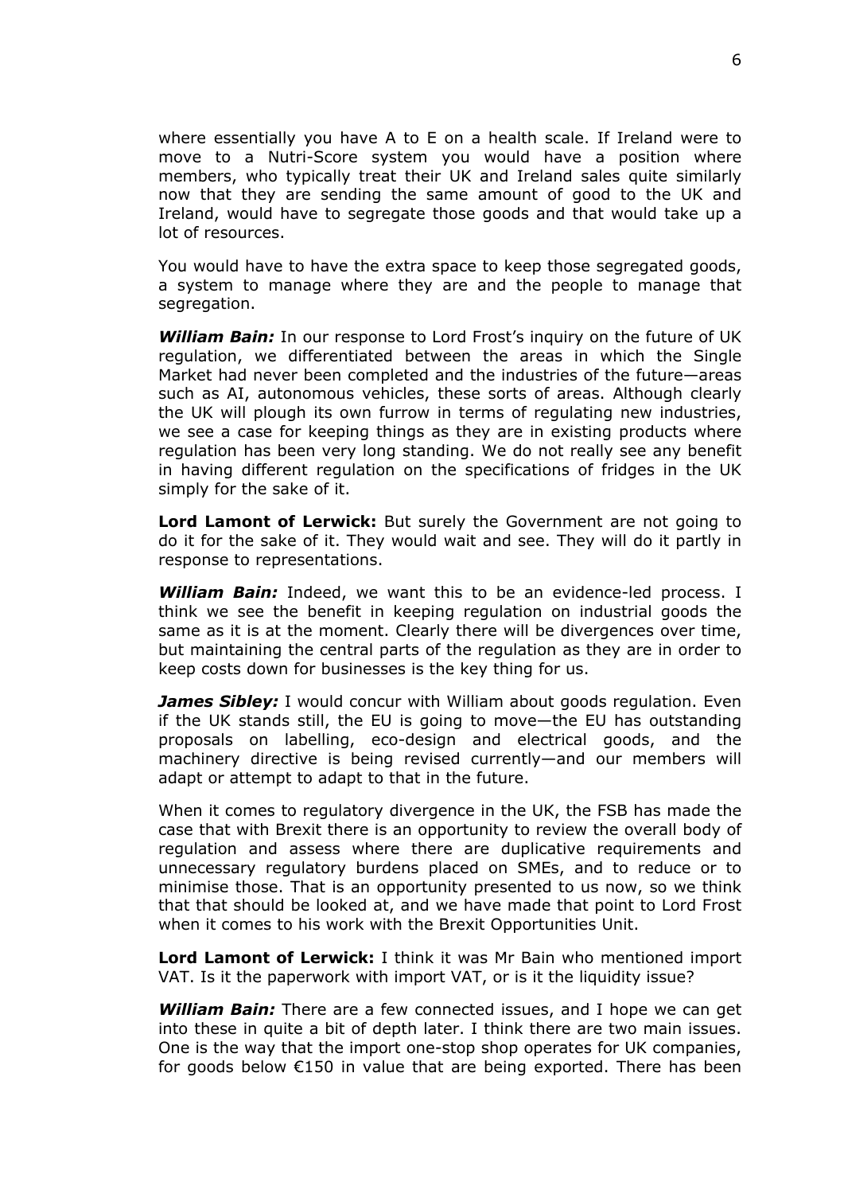where essentially you have A to E on a health scale. If Ireland were to move to a Nutri-Score system you would have a position where members, who typically treat their UK and Ireland sales quite similarly now that they are sending the same amount of good to the UK and Ireland, would have to segregate those goods and that would take up a lot of resources.

You would have to have the extra space to keep those segregated goods, a system to manage where they are and the people to manage that segregation.

***William Bain:*** In our response to Lord Frost's inquiry on the future of UK regulation, we differentiated between the areas in which the Single Market had never been completed and the industries of the future—areas such as AI, autonomous vehicles, these sorts of areas. Although clearly the UK will plough its own furrow in terms of regulating new industries, we see a case for keeping things as they are in existing products where regulation has been very long standing. We do not really see any benefit in having different regulation on the specifications of fridges in the UK simply for the sake of it.

**Lord Lamont of Lerwick:** But surely the Government are not going to do it for the sake of it. They would wait and see. They will do it partly in response to representations.

***William Bain:*** Indeed, we want this to be an evidence-led process. I think we see the benefit in keeping regulation on industrial goods the same as it is at the moment. Clearly there will be divergences over time, but maintaining the central parts of the regulation as they are in order to keep costs down for businesses is the key thing for us.

***James Sibley:*** I would concur with William about goods regulation. Even if the UK stands still, the EU is going to move—the EU has outstanding proposals on labelling, eco-design and electrical goods, and the machinery directive is being revised currently—and our members will adapt or attempt to adapt to that in the future.

When it comes to regulatory divergence in the UK, the FSB has made the case that with Brexit there is an opportunity to review the overall body of regulation and assess where there are duplicative requirements and unnecessary regulatory burdens placed on SMEs, and to reduce or to minimise those. That is an opportunity presented to us now, so we think that that should be looked at, and we have made that point to Lord Frost when it comes to his work with the Brexit Opportunities Unit.

**Lord Lamont of Lerwick:** I think it was Mr Bain who mentioned import VAT. Is it the paperwork with import VAT, or is it the liquidity issue?

***William Bain:*** There are a few connected issues, and I hope we can get into these in quite a bit of depth later. I think there are two main issues. One is the way that the import one-stop shop operates for UK companies, for goods below €150 in value that are being exported. There has been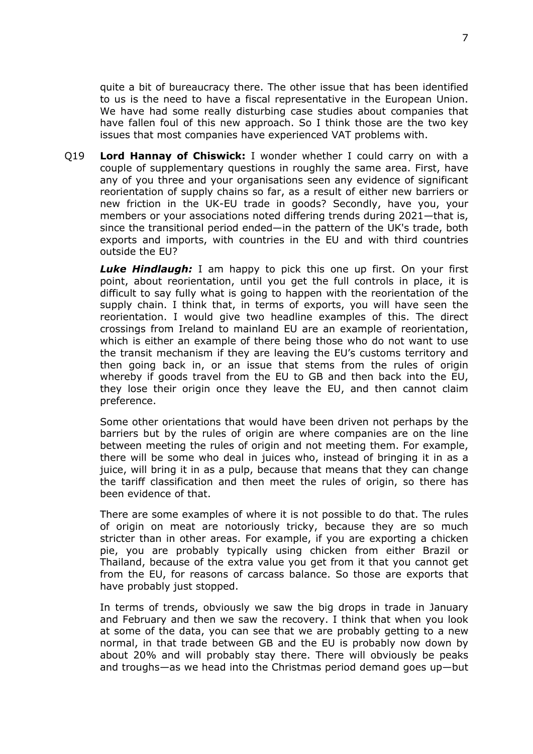quite a bit of bureaucracy there. The other issue that has been identified to us is the need to have a fiscal representative in the European Union. We have had some really disturbing case studies about companies that have fallen foul of this new approach. So I think those are the two key issues that most companies have experienced VAT problems with.

Q19 **Lord Hannay of Chiswick:** I wonder whether I could carry on with a couple of supplementary questions in roughly the same area. First, have any of you three and your organisations seen any evidence of significant reorientation of supply chains so far, as a result of either new barriers or new friction in the UK-EU trade in goods? Secondly, have you, your members or your associations noted differing trends during 2021—that is, since the transitional period ended—in the pattern of the UK's trade, both exports and imports, with countries in the EU and with third countries outside the EU?

***Luke Hindlaugh:*** I am happy to pick this one up first. On your first point, about reorientation, until you get the full controls in place, it is difficult to say fully what is going to happen with the reorientation of the supply chain. I think that, in terms of exports, you will have seen the reorientation. I would give two headline examples of this. The direct crossings from Ireland to mainland EU are an example of reorientation, which is either an example of there being those who do not want to use the transit mechanism if they are leaving the EU's customs territory and then going back in, or an issue that stems from the rules of origin whereby if goods travel from the EU to GB and then back into the EU, they lose their origin once they leave the EU, and then cannot claim preference.

Some other orientations that would have been driven not perhaps by the barriers but by the rules of origin are where companies are on the line between meeting the rules of origin and not meeting them. For example, there will be some who deal in juices who, instead of bringing it in as a juice, will bring it in as a pulp, because that means that they can change the tariff classification and then meet the rules of origin, so there has been evidence of that.

There are some examples of where it is not possible to do that. The rules of origin on meat are notoriously tricky, because they are so much stricter than in other areas. For example, if you are exporting a chicken pie, you are probably typically using chicken from either Brazil or Thailand, because of the extra value you get from it that you cannot get from the EU, for reasons of carcass balance. So those are exports that have probably just stopped.

In terms of trends, obviously we saw the big drops in trade in January and February and then we saw the recovery. I think that when you look at some of the data, you can see that we are probably getting to a new normal, in that trade between GB and the EU is probably now down by about 20% and will probably stay there. There will obviously be peaks and troughs—as we head into the Christmas period demand goes up—but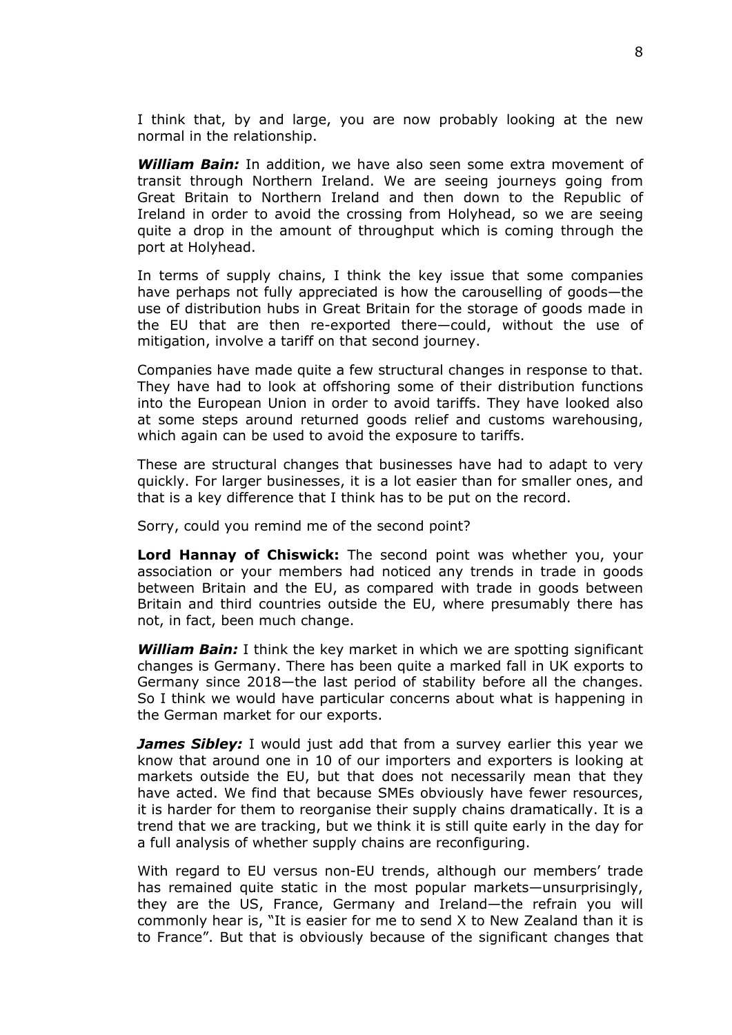I think that, by and large, you are now probably looking at the new normal in the relationship.

***William Bain:*** In addition, we have also seen some extra movement of transit through Northern Ireland. We are seeing journeys going from Great Britain to Northern Ireland and then down to the Republic of Ireland in order to avoid the crossing from Holyhead, so we are seeing quite a drop in the amount of throughput which is coming through the port at Holyhead.

In terms of supply chains, I think the key issue that some companies have perhaps not fully appreciated is how the carouselling of goods—the use of distribution hubs in Great Britain for the storage of goods made in the EU that are then re-exported there—could, without the use of mitigation, involve a tariff on that second journey.

Companies have made quite a few structural changes in response to that. They have had to look at offshoring some of their distribution functions into the European Union in order to avoid tariffs. They have looked also at some steps around returned goods relief and customs warehousing, which again can be used to avoid the exposure to tariffs.

These are structural changes that businesses have had to adapt to very quickly. For larger businesses, it is a lot easier than for smaller ones, and that is a key difference that I think has to be put on the record.

Sorry, could you remind me of the second point?

**Lord Hannay of Chiswick:** The second point was whether you, your association or your members had noticed any trends in trade in goods between Britain and the EU, as compared with trade in goods between Britain and third countries outside the EU, where presumably there has not, in fact, been much change.

***William Bain:*** I think the key market in which we are spotting significant changes is Germany. There has been quite a marked fall in UK exports to Germany since 2018—the last period of stability before all the changes. So I think we would have particular concerns about what is happening in the German market for our exports.

***James Sibley:*** I would just add that from a survey earlier this year we know that around one in 10 of our importers and exporters is looking at markets outside the EU, but that does not necessarily mean that they have acted. We find that because SMEs obviously have fewer resources, it is harder for them to reorganise their supply chains dramatically. It is a trend that we are tracking, but we think it is still quite early in the day for a full analysis of whether supply chains are reconfiguring.

With regard to EU versus non-EU trends, although our members' trade has remained quite static in the most popular markets—unsurprisingly, they are the US, France, Germany and Ireland—the refrain you will commonly hear is, "It is easier for me to send X to New Zealand than it is to France". But that is obviously because of the significant changes that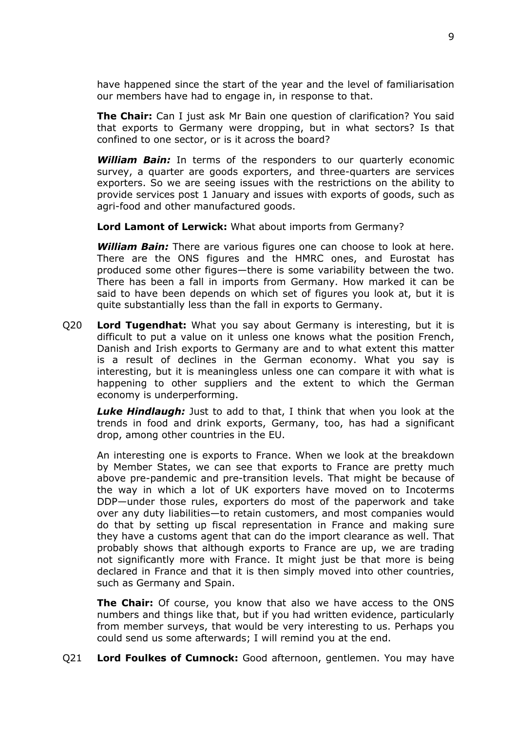have happened since the start of the year and the level of familiarisation our members have had to engage in, in response to that.

**The Chair:** Can I just ask Mr Bain one question of clarification? You said that exports to Germany were dropping, but in what sectors? Is that confined to one sector, or is it across the board?

***William Bain:*** In terms of the responders to our quarterly economic survey, a quarter are goods exporters, and three-quarters are services exporters. So we are seeing issues with the restrictions on the ability to provide services post 1 January and issues with exports of goods, such as agri-food and other manufactured goods.

**Lord Lamont of Lerwick:** What about imports from Germany?

***William Bain:*** There are various figures one can choose to look at here. There are the ONS figures and the HMRC ones, and Eurostat has produced some other figures—there is some variability between the two. There has been a fall in imports from Germany. How marked it can be said to have been depends on which set of figures you look at, but it is quite substantially less than the fall in exports to Germany.

Q20 **Lord Tugendhat:** What you say about Germany is interesting, but it is difficult to put a value on it unless one knows what the position French, Danish and Irish exports to Germany are and to what extent this matter is a result of declines in the German economy. What you say is interesting, but it is meaningless unless one can compare it with what is happening to other suppliers and the extent to which the German economy is underperforming.

***Luke Hindlaugh:*** Just to add to that, I think that when you look at the trends in food and drink exports, Germany, too, has had a significant drop, among other countries in the EU.

An interesting one is exports to France. When we look at the breakdown by Member States, we can see that exports to France are pretty much above pre-pandemic and pre-transition levels. That might be because of the way in which a lot of UK exporters have moved on to Incoterms DDP—under those rules, exporters do most of the paperwork and take over any duty liabilities—to retain customers, and most companies would do that by setting up fiscal representation in France and making sure they have a customs agent that can do the import clearance as well. That probably shows that although exports to France are up, we are trading not significantly more with France. It might just be that more is being declared in France and that it is then simply moved into other countries, such as Germany and Spain.

**The Chair:** Of course, you know that also we have access to the ONS numbers and things like that, but if you had written evidence, particularly from member surveys, that would be very interesting to us. Perhaps you could send us some afterwards; I will remind you at the end.

Q21 **Lord Foulkes of Cumnock:** Good afternoon, gentlemen. You may have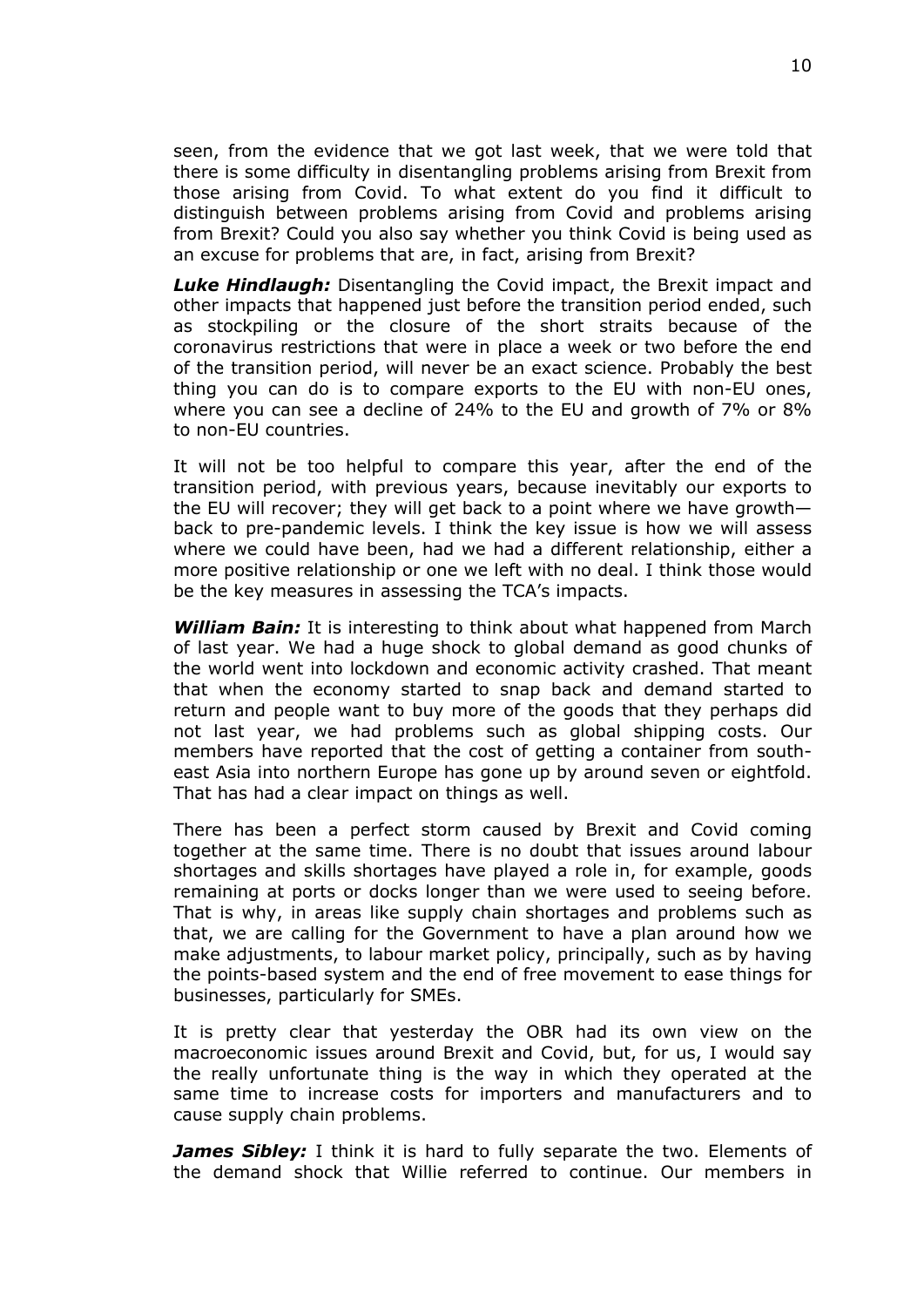seen, from the evidence that we got last week, that we were told that there is some difficulty in disentangling problems arising from Brexit from those arising from Covid. To what extent do you find it difficult to distinguish between problems arising from Covid and problems arising from Brexit? Could you also say whether you think Covid is being used as an excuse for problems that are, in fact, arising from Brexit?

***Luke Hindlaugh:*** Disentangling the Covid impact, the Brexit impact and other impacts that happened just before the transition period ended, such as stockpiling or the closure of the short straits because of the coronavirus restrictions that were in place a week or two before the end of the transition period, will never be an exact science. Probably the best thing you can do is to compare exports to the EU with non-EU ones, where you can see a decline of 24% to the EU and growth of 7% or 8% to non-EU countries.

It will not be too helpful to compare this year, after the end of the transition period, with previous years, because inevitably our exports to the EU will recover; they will get back to a point where we have growth—back to pre-pandemic levels. I think the key issue is how we will assess where we could have been, had we had a different relationship, either a more positive relationship or one we left with no deal. I think those would be the key measures in assessing the TCA's impacts.

***William Bain:*** It is interesting to think about what happened from March of last year. We had a huge shock to global demand as good chunks of the world went into lockdown and economic activity crashed. That meant that when the economy started to snap back and demand started to return and people want to buy more of the goods that they perhaps did not last year, we had problems such as global shipping costs. Our members have reported that the cost of getting a container from south-east Asia into northern Europe has gone up by around seven or eightfold. That has had a clear impact on things as well.

There has been a perfect storm caused by Brexit and Covid coming together at the same time. There is no doubt that issues around labour shortages and skills shortages have played a role in, for example, goods remaining at ports or docks longer than we were used to seeing before. That is why, in areas like supply chain shortages and problems such as that, we are calling for the Government to have a plan around how we make adjustments, to labour market policy, principally, such as by having the points-based system and the end of free movement to ease things for businesses, particularly for SMEs.

It is pretty clear that yesterday the OBR had its own view on the macroeconomic issues around Brexit and Covid, but, for us, I would say the really unfortunate thing is the way in which they operated at the same time to increase costs for importers and manufacturers and to cause supply chain problems.

***James Sibley:*** I think it is hard to fully separate the two. Elements of the demand shock that Willie referred to continue. Our members in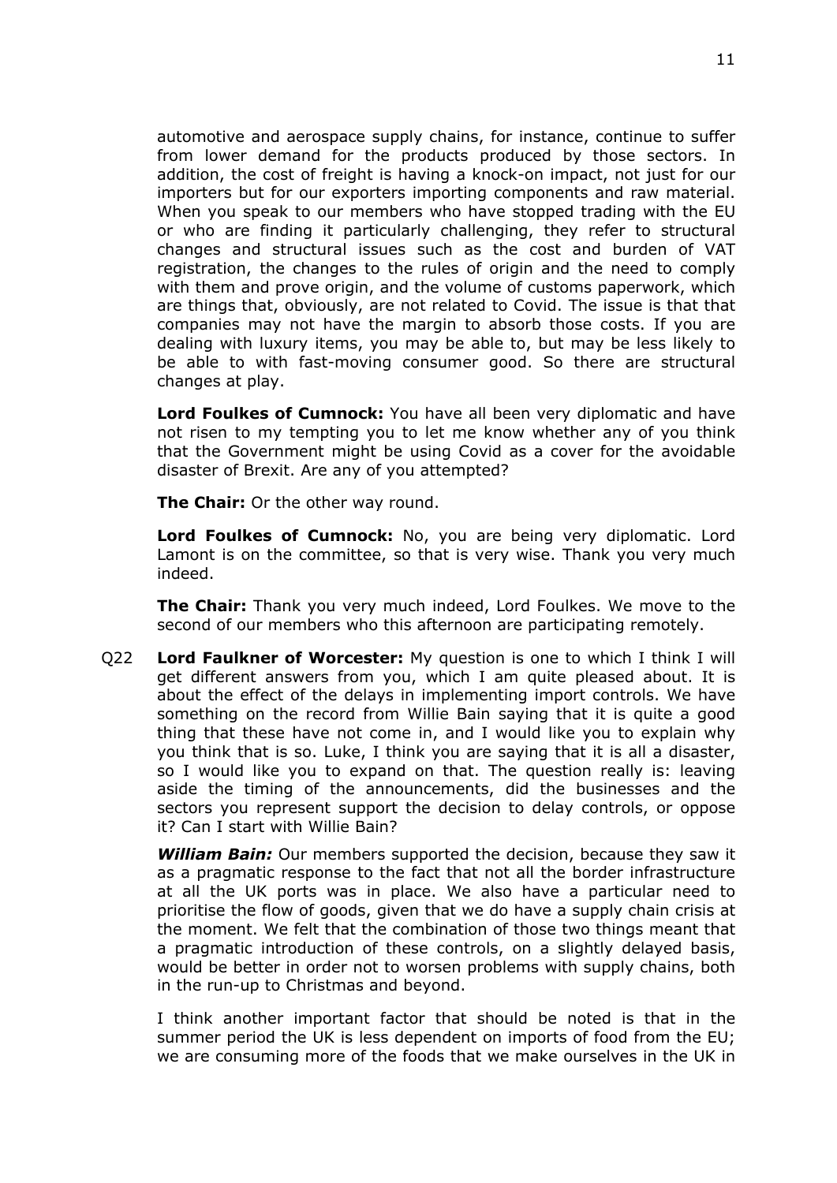automotive and aerospace supply chains, for instance, continue to suffer from lower demand for the products produced by those sectors. In addition, the cost of freight is having a knock-on impact, not just for our importers but for our exporters importing components and raw material. When you speak to our members who have stopped trading with the EU or who are finding it particularly challenging, they refer to structural changes and structural issues such as the cost and burden of VAT registration, the changes to the rules of origin and the need to comply with them and prove origin, and the volume of customs paperwork, which are things that, obviously, are not related to Covid. The issue is that that companies may not have the margin to absorb those costs. If you are dealing with luxury items, you may be able to, but may be less likely to be able to with fast-moving consumer good. So there are structural changes at play.

**Lord Foulkes of Cumnock:** You have all been very diplomatic and have not risen to my tempting you to let me know whether any of you think that the Government might be using Covid as a cover for the avoidable disaster of Brexit. Are any of you attempted?

**The Chair:** Or the other way round.

**Lord Foulkes of Cumnock:** No, you are being very diplomatic. Lord Lamont is on the committee, so that is very wise. Thank you very much indeed.

**The Chair:** Thank you very much indeed, Lord Foulkes. We move to the second of our members who this afternoon are participating remotely.

Q22 **Lord Faulkner of Worcester:** My question is one to which I think I will get different answers from you, which I am quite pleased about. It is about the effect of the delays in implementing import controls. We have something on the record from Willie Bain saying that it is quite a good thing that these have not come in, and I would like you to explain why you think that is so. Luke, I think you are saying that it is all a disaster, so I would like you to expand on that. The question really is: leaving aside the timing of the announcements, did the businesses and the sectors you represent support the decision to delay controls, or oppose it? Can I start with Willie Bain?

***William Bain:*** Our members supported the decision, because they saw it as a pragmatic response to the fact that not all the border infrastructure at all the UK ports was in place. We also have a particular need to prioritise the flow of goods, given that we do have a supply chain crisis at the moment. We felt that the combination of those two things meant that a pragmatic introduction of these controls, on a slightly delayed basis, would be better in order not to worsen problems with supply chains, both in the run-up to Christmas and beyond.

I think another important factor that should be noted is that in the summer period the UK is less dependent on imports of food from the EU; we are consuming more of the foods that we make ourselves in the UK in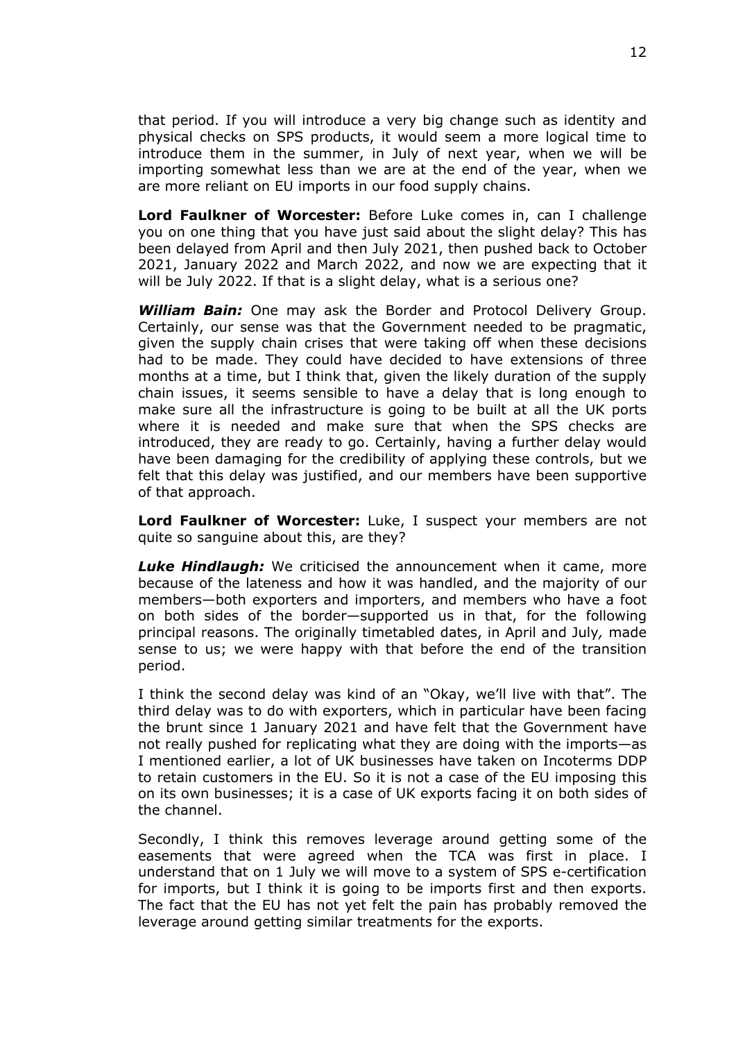that period. If you will introduce a very big change such as identity and physical checks on SPS products, it would seem a more logical time to introduce them in the summer, in July of next year, when we will be importing somewhat less than we are at the end of the year, when we are more reliant on EU imports in our food supply chains.

**Lord Faulkner of Worcester:** Before Luke comes in, can I challenge you on one thing that you have just said about the slight delay? This has been delayed from April and then July 2021, then pushed back to October 2021, January 2022 and March 2022, and now we are expecting that it will be July 2022. If that is a slight delay, what is a serious one?

***William Bain:*** One may ask the Border and Protocol Delivery Group. Certainly, our sense was that the Government needed to be pragmatic, given the supply chain crises that were taking off when these decisions had to be made. They could have decided to have extensions of three months at a time, but I think that, given the likely duration of the supply chain issues, it seems sensible to have a delay that is long enough to make sure all the infrastructure is going to be built at all the UK ports where it is needed and make sure that when the SPS checks are introduced, they are ready to go. Certainly, having a further delay would have been damaging for the credibility of applying these controls, but we felt that this delay was justified, and our members have been supportive of that approach.

**Lord Faulkner of Worcester:** Luke, I suspect your members are not quite so sanguine about this, are they?

***Luke Hindlaugh:*** We criticised the announcement when it came, more because of the lateness and how it was handled, and the majority of our members—both exporters and importers, and members who have a foot on both sides of the border—supported us in that, for the following principal reasons. The originally timetabled dates, in April and July, made sense to us; we were happy with that before the end of the transition period.

I think the second delay was kind of an "Okay, we'll live with that". The third delay was to do with exporters, which in particular have been facing the brunt since 1 January 2021 and have felt that the Government have not really pushed for replicating what they are doing with the imports—as I mentioned earlier, a lot of UK businesses have taken on Incoterms DDP to retain customers in the EU. So it is not a case of the EU imposing this on its own businesses; it is a case of UK exports facing it on both sides of the channel.

Secondly, I think this removes leverage around getting some of the easements that were agreed when the TCA was first in place. I understand that on 1 July we will move to a system of SPS e-certification for imports, but I think it is going to be imports first and then exports. The fact that the EU has not yet felt the pain has probably removed the leverage around getting similar treatments for the exports.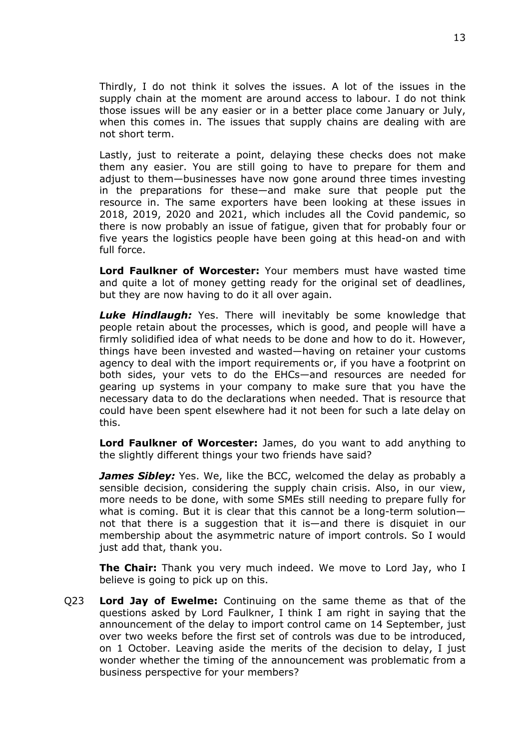Thirdly, I do not think it solves the issues. A lot of the issues in the supply chain at the moment are around access to labour. I do not think those issues will be any easier or in a better place come January or July, when this comes in. The issues that supply chains are dealing with are not short term.

Lastly, just to reiterate a point, delaying these checks does not make them any easier. You are still going to have to prepare for them and adjust to them—businesses have now gone around three times investing in the preparations for these—and make sure that people put the resource in. The same exporters have been looking at these issues in 2018, 2019, 2020 and 2021, which includes all the Covid pandemic, so there is now probably an issue of fatigue, given that for probably four or five years the logistics people have been going at this head-on and with full force.

**Lord Faulkner of Worcester:** Your members must have wasted time and quite a lot of money getting ready for the original set of deadlines, but they are now having to do it all over again.

***Luke Hindlaugh:*** Yes. There will inevitably be some knowledge that people retain about the processes, which is good, and people will have a firmly solidified idea of what needs to be done and how to do it. However, things have been invested and wasted—having on retainer your customs agency to deal with the import requirements or, if you have a footprint on both sides, your vets to do the EHCs—and resources are needed for gearing up systems in your company to make sure that you have the necessary data to do the declarations when needed. That is resource that could have been spent elsewhere had it not been for such a late delay on this.

**Lord Faulkner of Worcester:** James, do you want to add anything to the slightly different things your two friends have said?

***James Sibley:*** Yes. We, like the BCC, welcomed the delay as probably a sensible decision, considering the supply chain crisis. Also, in our view, more needs to be done, with some SMEs still needing to prepare fully for what is coming. But it is clear that this cannot be a long-term solution—not that there is a suggestion that it is—and there is disquiet in our membership about the asymmetric nature of import controls. So I would just add that, thank you.

**The Chair:** Thank you very much indeed. We move to Lord Jay, who I believe is going to pick up on this.

Q23 **Lord Jay of Ewelme:** Continuing on the same theme as that of the questions asked by Lord Faulkner, I think I am right in saying that the announcement of the delay to import control came on 14 September, just over two weeks before the first set of controls was due to be introduced, on 1 October. Leaving aside the merits of the decision to delay, I just wonder whether the timing of the announcement was problematic from a business perspective for your members?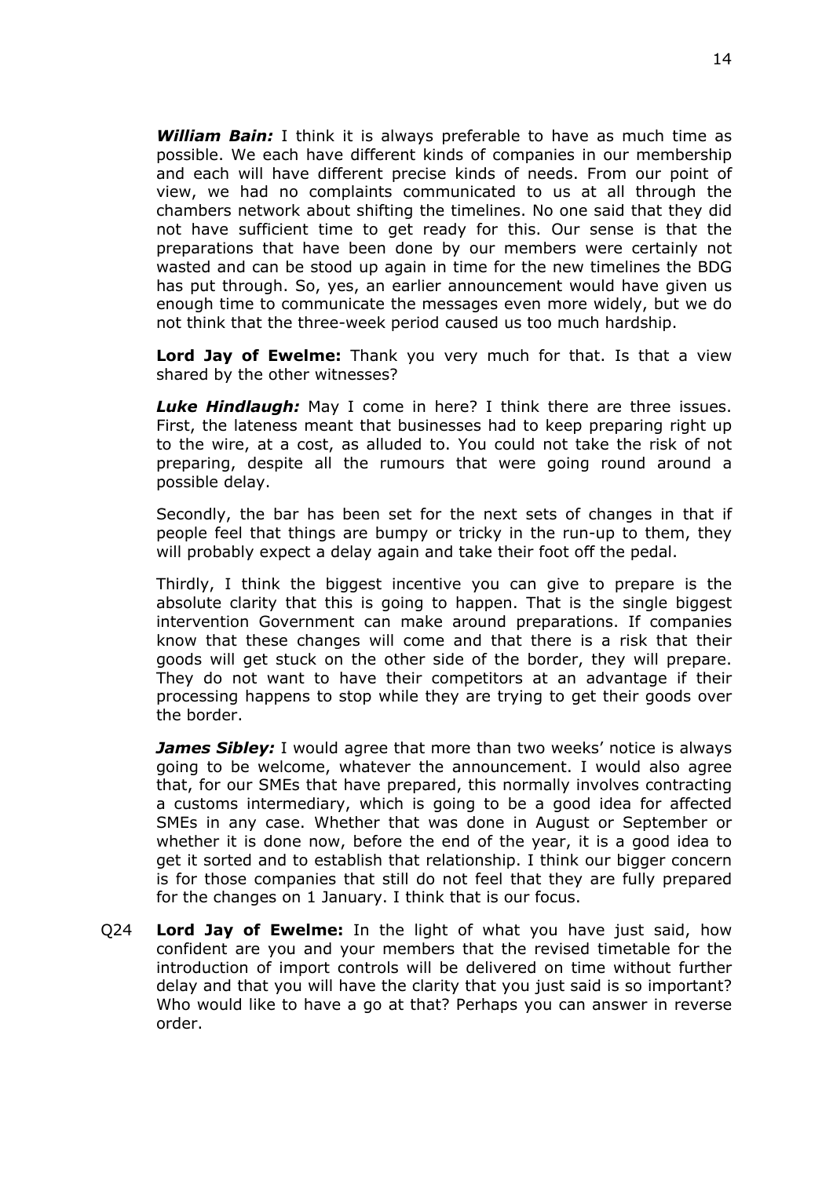***William Bain:*** I think it is always preferable to have as much time as possible. We each have different kinds of companies in our membership and each will have different precise kinds of needs. From our point of view, we had no complaints communicated to us at all through the chambers network about shifting the timelines. No one said that they did not have sufficient time to get ready for this. Our sense is that the preparations that have been done by our members were certainly not wasted and can be stood up again in time for the new timelines the BDG has put through. So, yes, an earlier announcement would have given us enough time to communicate the messages even more widely, but we do not think that the three-week period caused us too much hardship.

**Lord Jay of Ewelme:** Thank you very much for that. Is that a view shared by the other witnesses?

***Luke Hindlaugh:*** May I come in here? I think there are three issues. First, the lateness meant that businesses had to keep preparing right up to the wire, at a cost, as alluded to. You could not take the risk of not preparing, despite all the rumours that were going round around a possible delay.

Secondly, the bar has been set for the next sets of changes in that if people feel that things are bumpy or tricky in the run-up to them, they will probably expect a delay again and take their foot off the pedal.

Thirdly, I think the biggest incentive you can give to prepare is the absolute clarity that this is going to happen. That is the single biggest intervention Government can make around preparations. If companies know that these changes will come and that there is a risk that their goods will get stuck on the other side of the border, they will prepare. They do not want to have their competitors at an advantage if their processing happens to stop while they are trying to get their goods over the border.

***James Sibley:*** I would agree that more than two weeks' notice is always going to be welcome, whatever the announcement. I would also agree that, for our SMEs that have prepared, this normally involves contracting a customs intermediary, which is going to be a good idea for affected SMEs in any case. Whether that was done in August or September or whether it is done now, before the end of the year, it is a good idea to get it sorted and to establish that relationship. I think our bigger concern is for those companies that still do not feel that they are fully prepared for the changes on 1 January. I think that is our focus.

Q24 **Lord Jay of Ewelme:** In the light of what you have just said, how confident are you and your members that the revised timetable for the introduction of import controls will be delivered on time without further delay and that you will have the clarity that you just said is so important? Who would like to have a go at that? Perhaps you can answer in reverse order.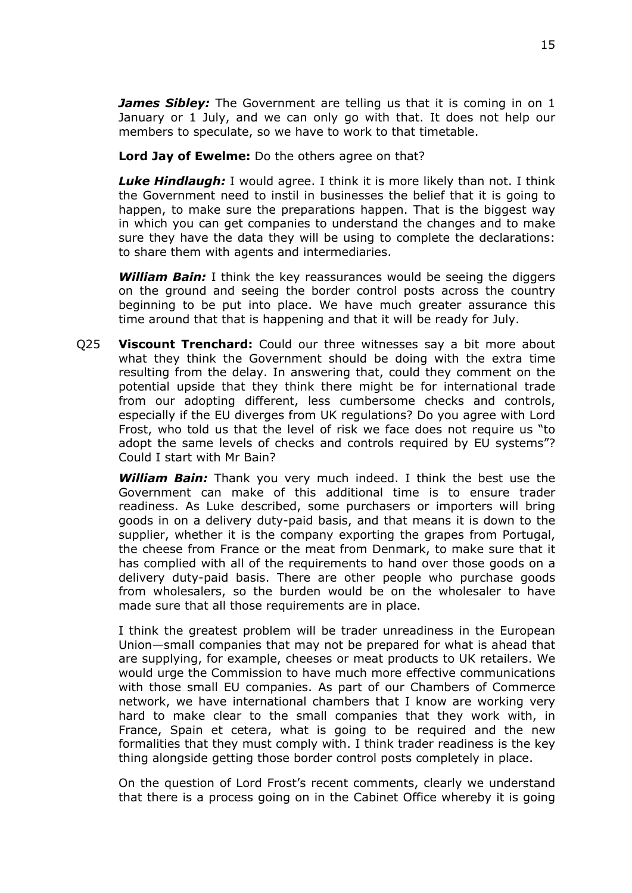***James Sibley:*** The Government are telling us that it is coming in on 1 January or 1 July, and we can only go with that. It does not help our members to speculate, so we have to work to that timetable.

**Lord Jay of Ewelme:** Do the others agree on that?

***Luke Hindlaugh:*** I would agree. I think it is more likely than not. I think the Government need to instil in businesses the belief that it is going to happen, to make sure the preparations happen. That is the biggest way in which you can get companies to understand the changes and to make sure they have the data they will be using to complete the declarations: to share them with agents and intermediaries.

***William Bain:*** I think the key reassurances would be seeing the diggers on the ground and seeing the border control posts across the country beginning to be put into place. We have much greater assurance this time around that that is happening and that it will be ready for July.

Q25 **Viscount Trenchard:** Could our three witnesses say a bit more about what they think the Government should be doing with the extra time resulting from the delay. In answering that, could they comment on the potential upside that they think there might be for international trade from our adopting different, less cumbersome checks and controls, especially if the EU diverges from UK regulations? Do you agree with Lord Frost, who told us that the level of risk we face does not require us "to adopt the same levels of checks and controls required by EU systems"? Could I start with Mr Bain?

***William Bain:*** Thank you very much indeed. I think the best use the Government can make of this additional time is to ensure trader readiness. As Luke described, some purchasers or importers will bring goods in on a delivery duty-paid basis, and that means it is down to the supplier, whether it is the company exporting the grapes from Portugal, the cheese from France or the meat from Denmark, to make sure that it has complied with all of the requirements to hand over those goods on a delivery duty-paid basis. There are other people who purchase goods from wholesalers, so the burden would be on the wholesaler to have made sure that all those requirements are in place.

I think the greatest problem will be trader unreadiness in the European Union—small companies that may not be prepared for what is ahead that are supplying, for example, cheeses or meat products to UK retailers. We would urge the Commission to have much more effective communications with those small EU companies. As part of our Chambers of Commerce network, we have international chambers that I know are working very hard to make clear to the small companies that they work with, in France, Spain et cetera, what is going to be required and the new formalities that they must comply with. I think trader readiness is the key thing alongside getting those border control posts completely in place.

On the question of Lord Frost's recent comments, clearly we understand that there is a process going on in the Cabinet Office whereby it is going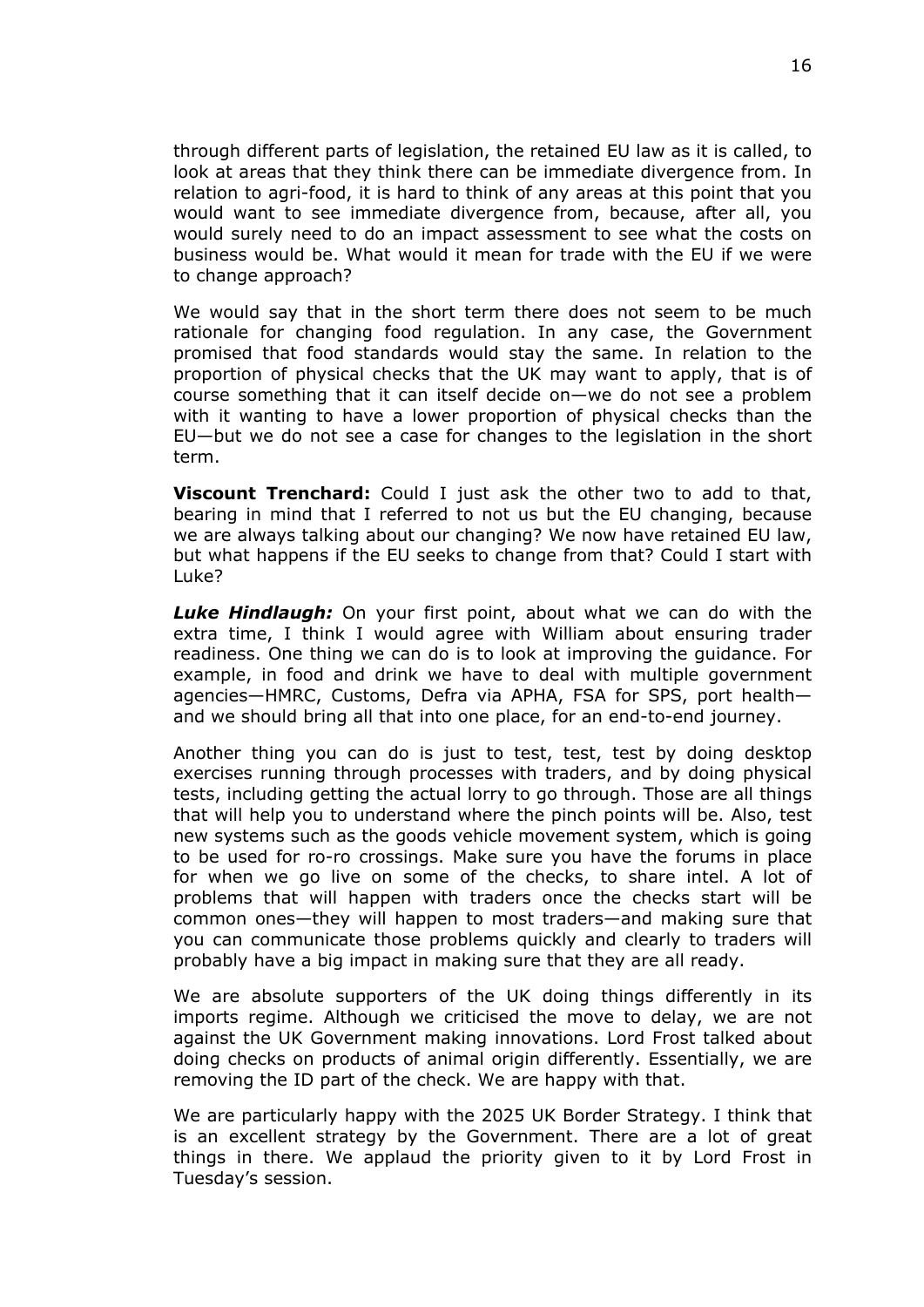through different parts of legislation, the retained EU law as it is called, to look at areas that they think there can be immediate divergence from. In relation to agri-food, it is hard to think of any areas at this point that you would want to see immediate divergence from, because, after all, you would surely need to do an impact assessment to see what the costs on business would be. What would it mean for trade with the EU if we were to change approach?

We would say that in the short term there does not seem to be much rationale for changing food regulation. In any case, the Government promised that food standards would stay the same. In relation to the proportion of physical checks that the UK may want to apply, that is of course something that it can itself decide on—we do not see a problem with it wanting to have a lower proportion of physical checks than the EU—but we do not see a case for changes to the legislation in the short term.

**Viscount Trenchard:** Could I just ask the other two to add to that, bearing in mind that I referred to not us but the EU changing, because we are always talking about our changing? We now have retained EU law, but what happens if the EU seeks to change from that? Could I start with Luke?

***Luke Hindlaugh:*** On your first point, about what we can do with the extra time, I think I would agree with William about ensuring trader readiness. One thing we can do is to look at improving the guidance. For example, in food and drink we have to deal with multiple government agencies—HMRC, Customs, Defra via APHA, FSA for SPS, port health—and we should bring all that into one place, for an end-to-end journey.

Another thing you can do is just to test, test, test by doing desktop exercises running through processes with traders, and by doing physical tests, including getting the actual lorry to go through. Those are all things that will help you to understand where the pinch points will be. Also, test new systems such as the goods vehicle movement system, which is going to be used for ro-ro crossings. Make sure you have the forums in place for when we go live on some of the checks, to share intel. A lot of problems that will happen with traders once the checks start will be common ones—they will happen to most traders—and making sure that you can communicate those problems quickly and clearly to traders will probably have a big impact in making sure that they are all ready.

We are absolute supporters of the UK doing things differently in its imports regime. Although we criticised the move to delay, we are not against the UK Government making innovations. Lord Frost talked about doing checks on products of animal origin differently. Essentially, we are removing the ID part of the check. We are happy with that.

We are particularly happy with the 2025 UK Border Strategy. I think that is an excellent strategy by the Government. There are a lot of great things in there. We applaud the priority given to it by Lord Frost in Tuesday's session.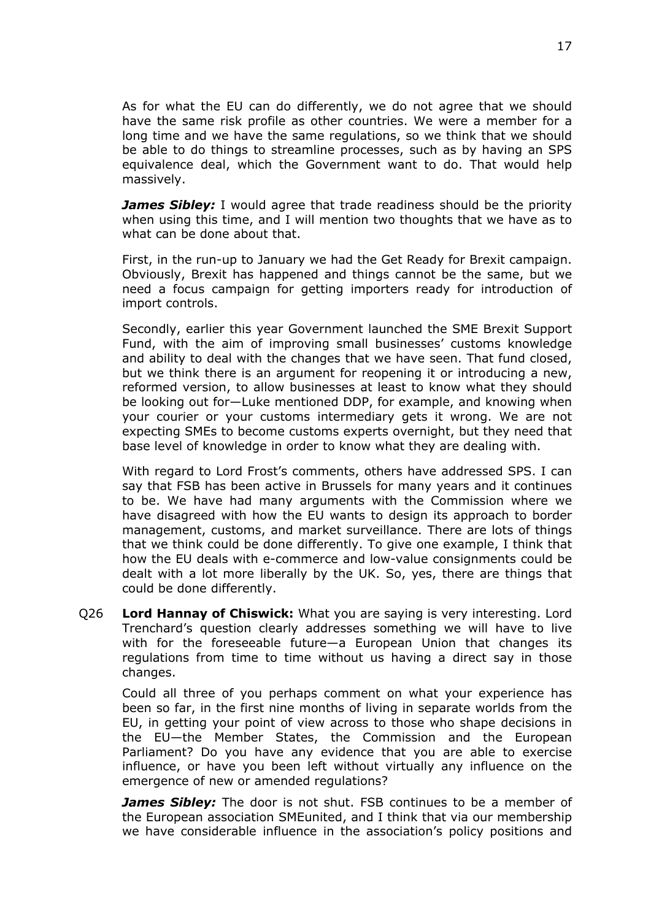As for what the EU can do differently, we do not agree that we should have the same risk profile as other countries. We were a member for a long time and we have the same regulations, so we think that we should be able to do things to streamline processes, such as by having an SPS equivalence deal, which the Government want to do. That would help massively.

***James Sibley:*** I would agree that trade readiness should be the priority when using this time, and I will mention two thoughts that we have as to what can be done about that.

First, in the run-up to January we had the Get Ready for Brexit campaign. Obviously, Brexit has happened and things cannot be the same, but we need a focus campaign for getting importers ready for introduction of import controls.

Secondly, earlier this year Government launched the SME Brexit Support Fund, with the aim of improving small businesses' customs knowledge and ability to deal with the changes that we have seen. That fund closed, but we think there is an argument for reopening it or introducing a new, reformed version, to allow businesses at least to know what they should be looking out for—Luke mentioned DDP, for example, and knowing when your courier or your customs intermediary gets it wrong. We are not expecting SMEs to become customs experts overnight, but they need that base level of knowledge in order to know what they are dealing with.

With regard to Lord Frost's comments, others have addressed SPS. I can say that FSB has been active in Brussels for many years and it continues to be. We have had many arguments with the Commission where we have disagreed with how the EU wants to design its approach to border management, customs, and market surveillance. There are lots of things that we think could be done differently. To give one example, I think that how the EU deals with e-commerce and low-value consignments could be dealt with a lot more liberally by the UK. So, yes, there are things that could be done differently.

Q26 **Lord Hannay of Chiswick:** What you are saying is very interesting. Lord Trenchard's question clearly addresses something we will have to live with for the foreseeable future—a European Union that changes its regulations from time to time without us having a direct say in those changes.

Could all three of you perhaps comment on what your experience has been so far, in the first nine months of living in separate worlds from the EU, in getting your point of view across to those who shape decisions in the EU—the Member States, the Commission and the European Parliament? Do you have any evidence that you are able to exercise influence, or have you been left without virtually any influence on the emergence of new or amended regulations?

***James Sibley:*** The door is not shut. FSB continues to be a member of the European association SMEunited, and I think that via our membership we have considerable influence in the association's policy positions and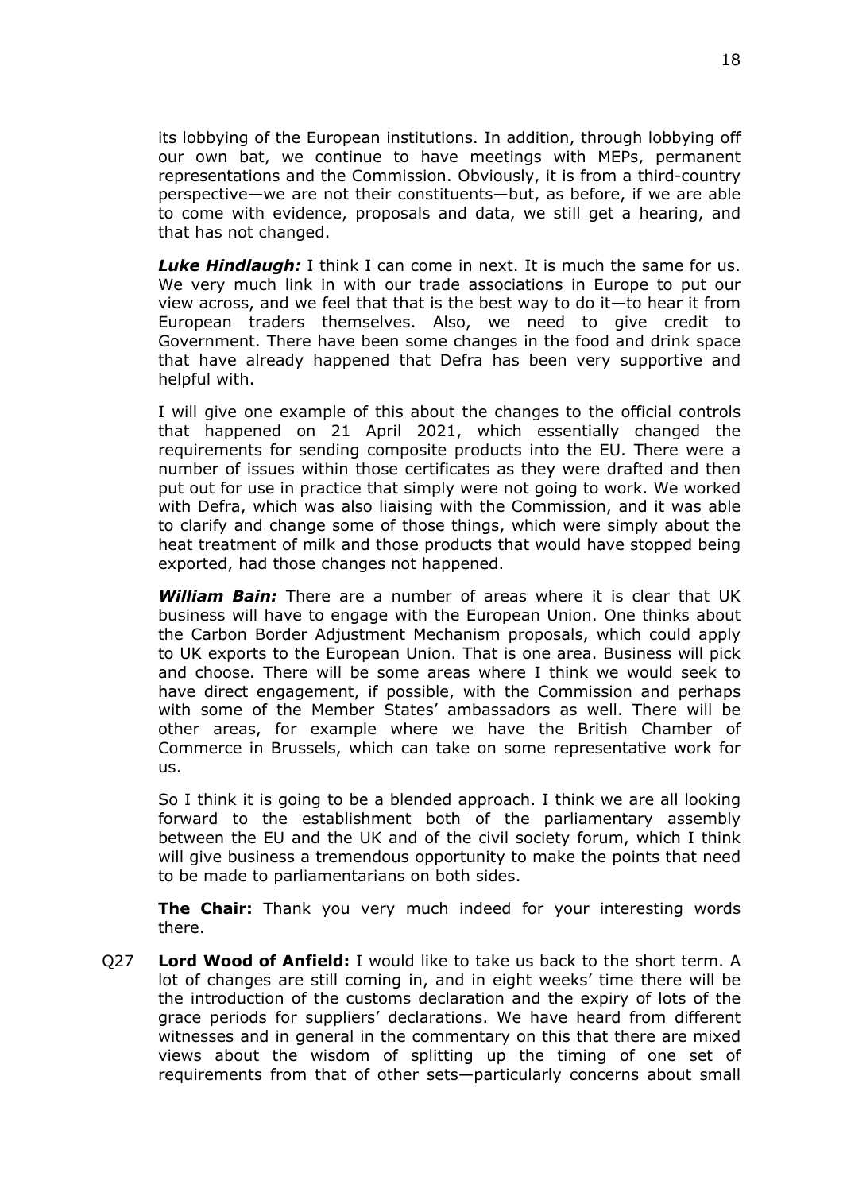its lobbying of the European institutions. In addition, through lobbying off our own bat, we continue to have meetings with MEPs, permanent representations and the Commission. Obviously, it is from a third-country perspective—we are not their constituents—but, as before, if we are able to come with evidence, proposals and data, we still get a hearing, and that has not changed.

***Luke Hindlaugh:*** I think I can come in next. It is much the same for us. We very much link in with our trade associations in Europe to put our view across, and we feel that that is the best way to do it—to hear it from European traders themselves. Also, we need to give credit to Government. There have been some changes in the food and drink space that have already happened that Defra has been very supportive and helpful with.

I will give one example of this about the changes to the official controls that happened on 21 April 2021, which essentially changed the requirements for sending composite products into the EU. There were a number of issues within those certificates as they were drafted and then put out for use in practice that simply were not going to work. We worked with Defra, which was also liaising with the Commission, and it was able to clarify and change some of those things, which were simply about the heat treatment of milk and those products that would have stopped being exported, had those changes not happened.

***William Bain:*** There are a number of areas where it is clear that UK business will have to engage with the European Union. One thinks about the Carbon Border Adjustment Mechanism proposals, which could apply to UK exports to the European Union. That is one area. Business will pick and choose. There will be some areas where I think we would seek to have direct engagement, if possible, with the Commission and perhaps with some of the Member States' ambassadors as well. There will be other areas, for example where we have the British Chamber of Commerce in Brussels, which can take on some representative work for us.

So I think it is going to be a blended approach. I think we are all looking forward to the establishment both of the parliamentary assembly between the EU and the UK and of the civil society forum, which I think will give business a tremendous opportunity to make the points that need to be made to parliamentarians on both sides.

**The Chair:** Thank you very much indeed for your interesting words there.

Q27 **Lord Wood of Anfield:** I would like to take us back to the short term. A lot of changes are still coming in, and in eight weeks' time there will be the introduction of the customs declaration and the expiry of lots of the grace periods for suppliers' declarations. We have heard from different witnesses and in general in the commentary on this that there are mixed views about the wisdom of splitting up the timing of one set of requirements from that of other sets—particularly concerns about small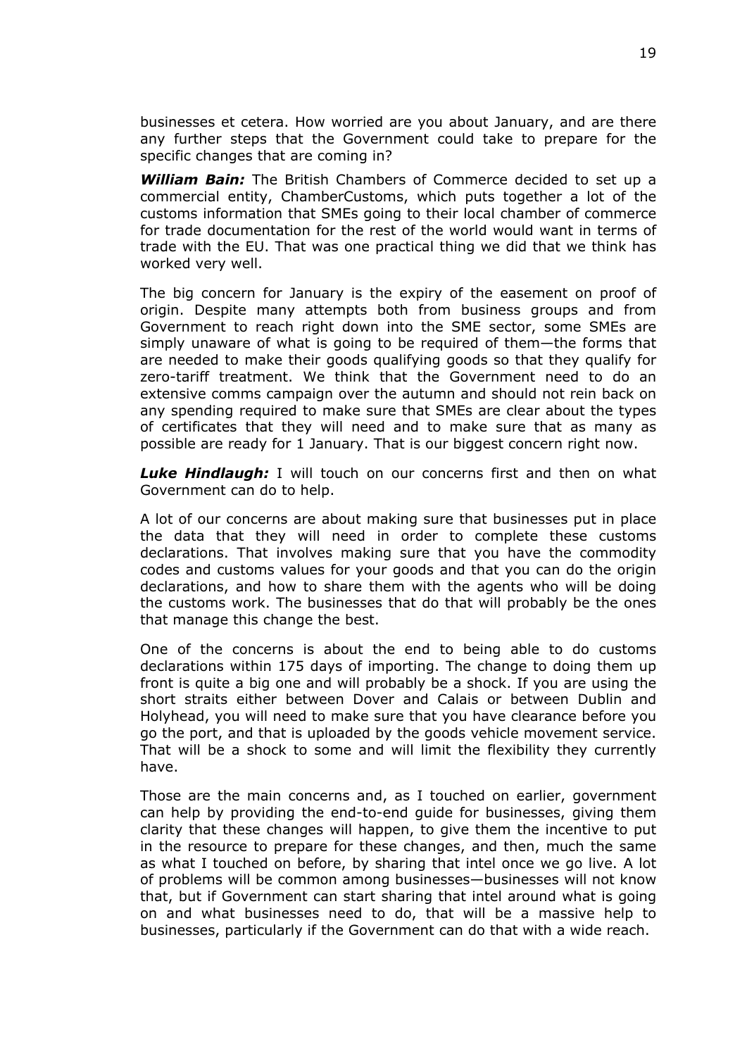businesses et cetera. How worried are you about January, and are there any further steps that the Government could take to prepare for the specific changes that are coming in?

***William Bain:*** The British Chambers of Commerce decided to set up a commercial entity, ChamberCustoms, which puts together a lot of the customs information that SMEs going to their local chamber of commerce for trade documentation for the rest of the world would want in terms of trade with the EU. That was one practical thing we did that we think has worked very well.

The big concern for January is the expiry of the easement on proof of origin. Despite many attempts both from business groups and from Government to reach right down into the SME sector, some SMEs are simply unaware of what is going to be required of them—the forms that are needed to make their goods qualifying goods so that they qualify for zero-tariff treatment. We think that the Government need to do an extensive comms campaign over the autumn and should not rein back on any spending required to make sure that SMEs are clear about the types of certificates that they will need and to make sure that as many as possible are ready for 1 January. That is our biggest concern right now.

***Luke Hindlaugh:*** I will touch on our concerns first and then on what Government can do to help.

A lot of our concerns are about making sure that businesses put in place the data that they will need in order to complete these customs declarations. That involves making sure that you have the commodity codes and customs values for your goods and that you can do the origin declarations, and how to share them with the agents who will be doing the customs work. The businesses that do that will probably be the ones that manage this change the best.

One of the concerns is about the end to being able to do customs declarations within 175 days of importing. The change to doing them up front is quite a big one and will probably be a shock. If you are using the short straits either between Dover and Calais or between Dublin and Holyhead, you will need to make sure that you have clearance before you go the port, and that is uploaded by the goods vehicle movement service. That will be a shock to some and will limit the flexibility they currently have.

Those are the main concerns and, as I touched on earlier, government can help by providing the end-to-end guide for businesses, giving them clarity that these changes will happen, to give them the incentive to put in the resource to prepare for these changes, and then, much the same as what I touched on before, by sharing that intel once we go live. A lot of problems will be common among businesses—businesses will not know that, but if Government can start sharing that intel around what is going on and what businesses need to do, that will be a massive help to businesses, particularly if the Government can do that with a wide reach.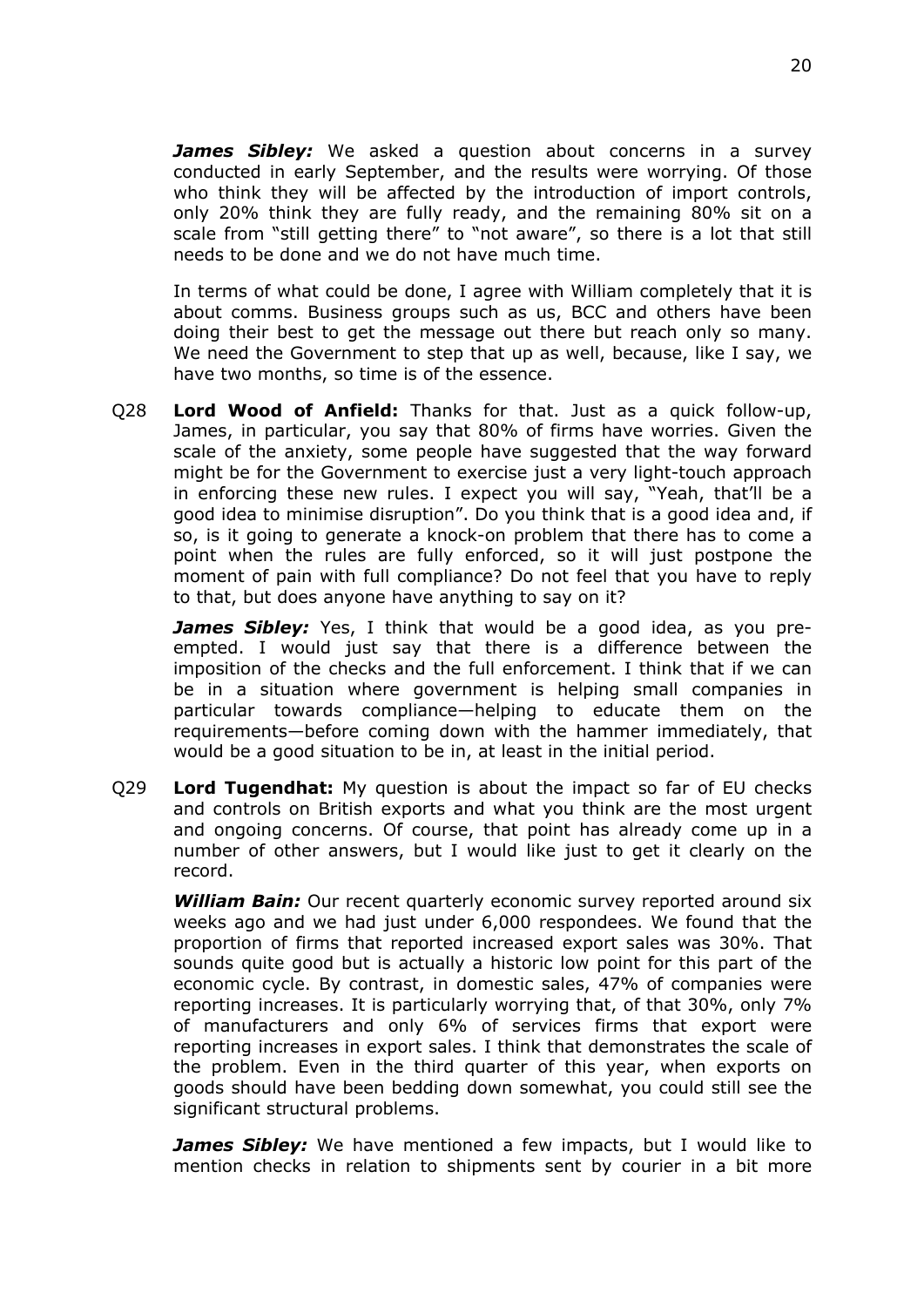***James Sibley:*** We asked a question about concerns in a survey conducted in early September, and the results were worrying. Of those who think they will be affected by the introduction of import controls, only 20% think they are fully ready, and the remaining 80% sit on a scale from "still getting there" to "not aware", so there is a lot that still needs to be done and we do not have much time.

In terms of what could be done, I agree with William completely that it is about comms. Business groups such as us, BCC and others have been doing their best to get the message out there but reach only so many. We need the Government to step that up as well, because, like I say, we have two months, so time is of the essence.

Q28 **Lord Wood of Anfield:** Thanks for that. Just as a quick follow-up, James, in particular, you say that 80% of firms have worries. Given the scale of the anxiety, some people have suggested that the way forward might be for the Government to exercise just a very light-touch approach in enforcing these new rules. I expect you will say, "Yeah, that'll be a good idea to minimise disruption". Do you think that is a good idea and, if so, is it going to generate a knock-on problem that there has to come a point when the rules are fully enforced, so it will just postpone the moment of pain with full compliance? Do not feel that you have to reply to that, but does anyone have anything to say on it?

***James Sibley:*** Yes, I think that would be a good idea, as you pre-empted. I would just say that there is a difference between the imposition of the checks and the full enforcement. I think that if we can be in a situation where government is helping small companies in particular towards compliance—helping to educate them on the requirements—before coming down with the hammer immediately, that would be a good situation to be in, at least in the initial period.

Q29 **Lord Tugendhat:** My question is about the impact so far of EU checks and controls on British exports and what you think are the most urgent and ongoing concerns. Of course, that point has already come up in a number of other answers, but I would like just to get it clearly on the record.

***William Bain:*** Our recent quarterly economic survey reported around six weeks ago and we had just under 6,000 respondees. We found that the proportion of firms that reported increased export sales was 30%. That sounds quite good but is actually a historic low point for this part of the economic cycle. By contrast, in domestic sales, 47% of companies were reporting increases. It is particularly worrying that, of that 30%, only 7% of manufacturers and only 6% of services firms that export were reporting increases in export sales. I think that demonstrates the scale of the problem. Even in the third quarter of this year, when exports on goods should have been bedding down somewhat, you could still see the significant structural problems.

***James Sibley:*** We have mentioned a few impacts, but I would like to mention checks in relation to shipments sent by courier in a bit more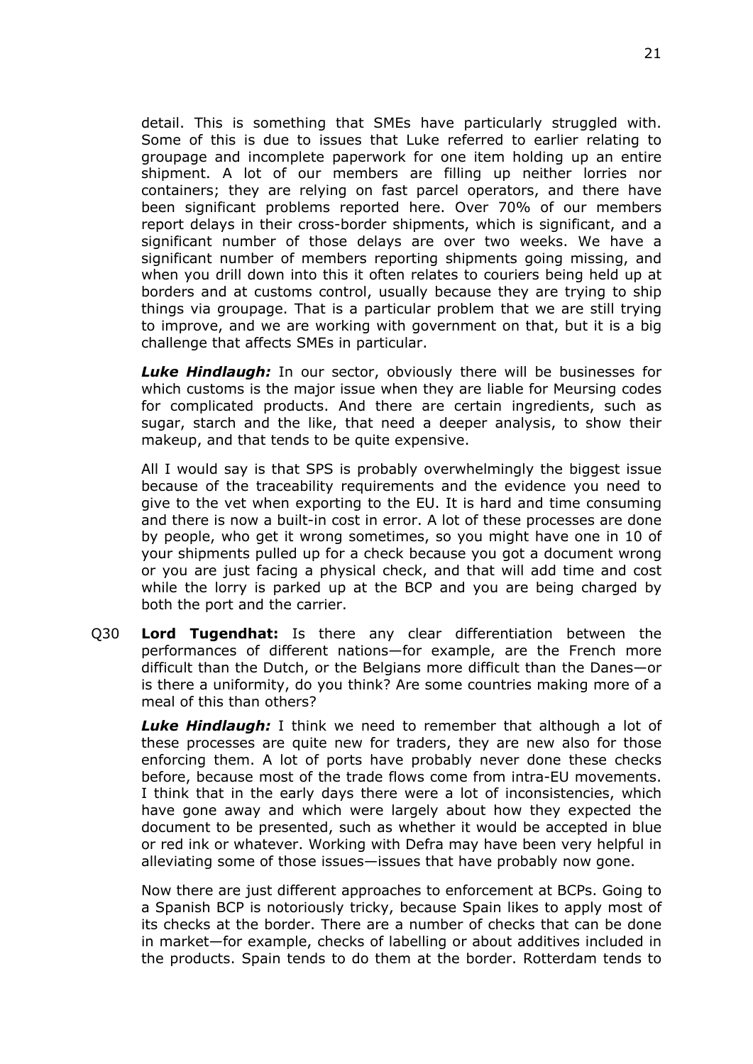detail. This is something that SMEs have particularly struggled with. Some of this is due to issues that Luke referred to earlier relating to groupage and incomplete paperwork for one item holding up an entire shipment. A lot of our members are filling up neither lorries nor containers; they are relying on fast parcel operators, and there have been significant problems reported here. Over 70% of our members report delays in their cross-border shipments, which is significant, and a significant number of those delays are over two weeks. We have a significant number of members reporting shipments going missing, and when you drill down into this it often relates to couriers being held up at borders and at customs control, usually because they are trying to ship things via groupage. That is a particular problem that we are still trying to improve, and we are working with government on that, but it is a big challenge that affects SMEs in particular.

***Luke Hindlaugh:*** In our sector, obviously there will be businesses for which customs is the major issue when they are liable for Meursing codes for complicated products. And there are certain ingredients, such as sugar, starch and the like, that need a deeper analysis, to show their makeup, and that tends to be quite expensive.

All I would say is that SPS is probably overwhelmingly the biggest issue because of the traceability requirements and the evidence you need to give to the vet when exporting to the EU. It is hard and time consuming and there is now a built-in cost in error. A lot of these processes are done by people, who get it wrong sometimes, so you might have one in 10 of your shipments pulled up for a check because you got a document wrong or you are just facing a physical check, and that will add time and cost while the lorry is parked up at the BCP and you are being charged by both the port and the carrier.

Q30 **Lord Tugendhat:** Is there any clear differentiation between the performances of different nations—for example, are the French more difficult than the Dutch, or the Belgians more difficult than the Danes—or is there a uniformity, do you think? Are some countries making more of a meal of this than others?

***Luke Hindlaugh:*** I think we need to remember that although a lot of these processes are quite new for traders, they are new also for those enforcing them. A lot of ports have probably never done these checks before, because most of the trade flows come from intra-EU movements. I think that in the early days there were a lot of inconsistencies, which have gone away and which were largely about how they expected the document to be presented, such as whether it would be accepted in blue or red ink or whatever. Working with Defra may have been very helpful in alleviating some of those issues—issues that have probably now gone.

Now there are just different approaches to enforcement at BCPs. Going to a Spanish BCP is notoriously tricky, because Spain likes to apply most of its checks at the border. There are a number of checks that can be done in market—for example, checks of labelling or about additives included in the products. Spain tends to do them at the border. Rotterdam tends to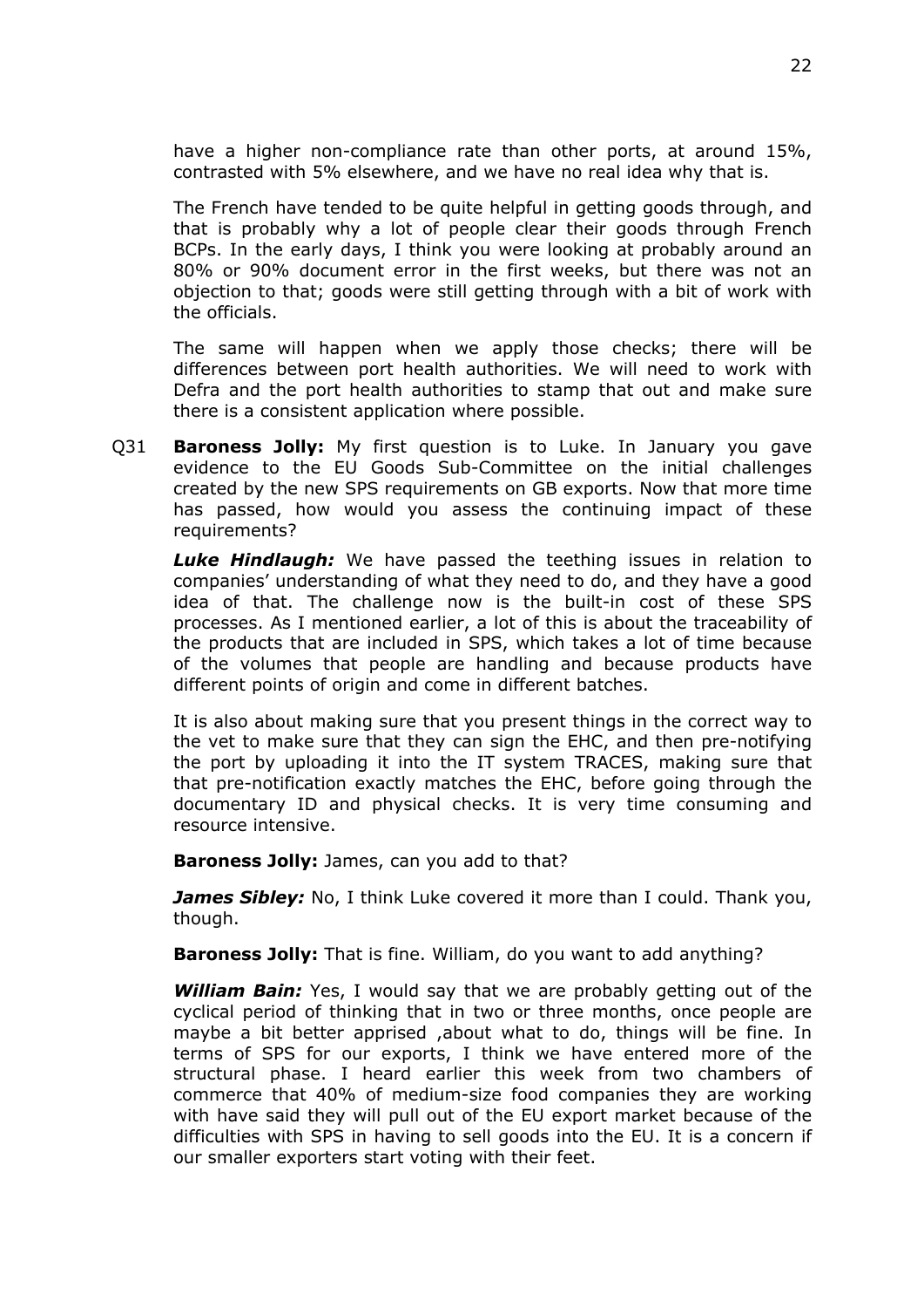have a higher non-compliance rate than other ports, at around 15%, contrasted with 5% elsewhere, and we have no real idea why that is.

The French have tended to be quite helpful in getting goods through, and that is probably why a lot of people clear their goods through French BCPs. In the early days, I think you were looking at probably around an 80% or 90% document error in the first weeks, but there was not an objection to that; goods were still getting through with a bit of work with the officials.

The same will happen when we apply those checks; there will be differences between port health authorities. We will need to work with Defra and the port health authorities to stamp that out and make sure there is a consistent application where possible.

Q31 **Baroness Jolly:** My first question is to Luke. In January you gave evidence to the EU Goods Sub-Committee on the initial challenges created by the new SPS requirements on GB exports. Now that more time has passed, how would you assess the continuing impact of these requirements?

***Luke Hindlaugh:*** We have passed the teething issues in relation to companies' understanding of what they need to do, and they have a good idea of that. The challenge now is the built-in cost of these SPS processes. As I mentioned earlier, a lot of this is about the traceability of the products that are included in SPS, which takes a lot of time because of the volumes that people are handling and because products have different points of origin and come in different batches.

It is also about making sure that you present things in the correct way to the vet to make sure that they can sign the EHC, and then pre-notifying the port by uploading it into the IT system TRACES, making sure that that pre-notification exactly matches the EHC, before going through the documentary ID and physical checks. It is very time consuming and resource intensive.

**Baroness Jolly:** James, can you add to that?

***James Sibley:*** No, I think Luke covered it more than I could. Thank you, though.

**Baroness Jolly:** That is fine. William, do you want to add anything?

***William Bain:*** Yes, I would say that we are probably getting out of the cyclical period of thinking that in two or three months, once people are maybe a bit better apprised ,about what to do, things will be fine. In terms of SPS for our exports, I think we have entered more of the structural phase. I heard earlier this week from two chambers of commerce that 40% of medium-size food companies they are working with have said they will pull out of the EU export market because of the difficulties with SPS in having to sell goods into the EU. It is a concern if our smaller exporters start voting with their feet.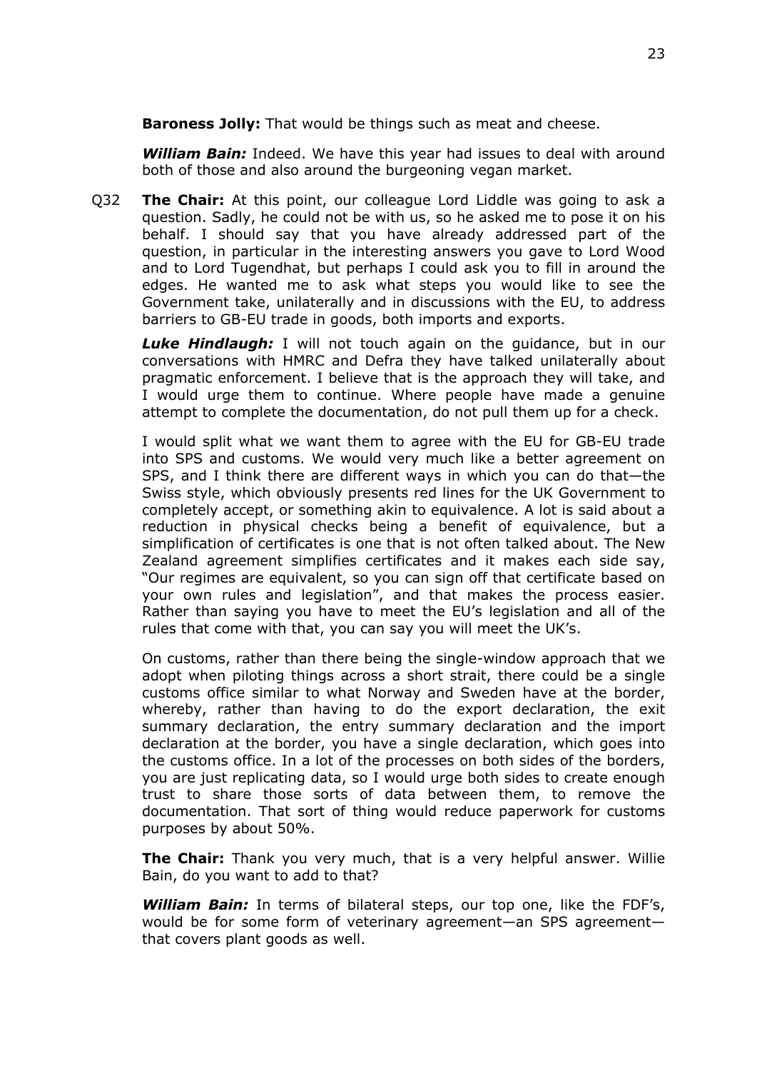**Baroness Jolly:** That would be things such as meat and cheese.

***William Bain:*** Indeed. We have this year had issues to deal with around both of those and also around the burgeoning vegan market.

Q32 **The Chair:** At this point, our colleague Lord Liddle was going to ask a question. Sadly, he could not be with us, so he asked me to pose it on his behalf. I should say that you have already addressed part of the question, in particular in the interesting answers you gave to Lord Wood and to Lord Tugendhat, but perhaps I could ask you to fill in around the edges. He wanted me to ask what steps you would like to see the Government take, unilaterally and in discussions with the EU, to address barriers to GB-EU trade in goods, both imports and exports.

***Luke Hindlaugh:*** I will not touch again on the guidance, but in our conversations with HMRC and Defra they have talked unilaterally about pragmatic enforcement. I believe that is the approach they will take, and I would urge them to continue. Where people have made a genuine attempt to complete the documentation, do not pull them up for a check.

I would split what we want them to agree with the EU for GB-EU trade into SPS and customs. We would very much like a better agreement on SPS, and I think there are different ways in which you can do that—the Swiss style, which obviously presents red lines for the UK Government to completely accept, or something akin to equivalence. A lot is said about a reduction in physical checks being a benefit of equivalence, but a simplification of certificates is one that is not often talked about. The New Zealand agreement simplifies certificates and it makes each side say, "Our regimes are equivalent, so you can sign off that certificate based on your own rules and legislation", and that makes the process easier. Rather than saying you have to meet the EU's legislation and all of the rules that come with that, you can say you will meet the UK's.

On customs, rather than there being the single-window approach that we adopt when piloting things across a short strait, there could be a single customs office similar to what Norway and Sweden have at the border, whereby, rather than having to do the export declaration, the exit summary declaration, the entry summary declaration and the import declaration at the border, you have a single declaration, which goes into the customs office. In a lot of the processes on both sides of the borders, you are just replicating data, so I would urge both sides to create enough trust to share those sorts of data between them, to remove the documentation. That sort of thing would reduce paperwork for customs purposes by about 50%.

**The Chair:** Thank you very much, that is a very helpful answer. Willie Bain, do you want to add to that?

***William Bain:*** In terms of bilateral steps, our top one, like the FDF's, would be for some form of veterinary agreement—an SPS agreement—that covers plant goods as well.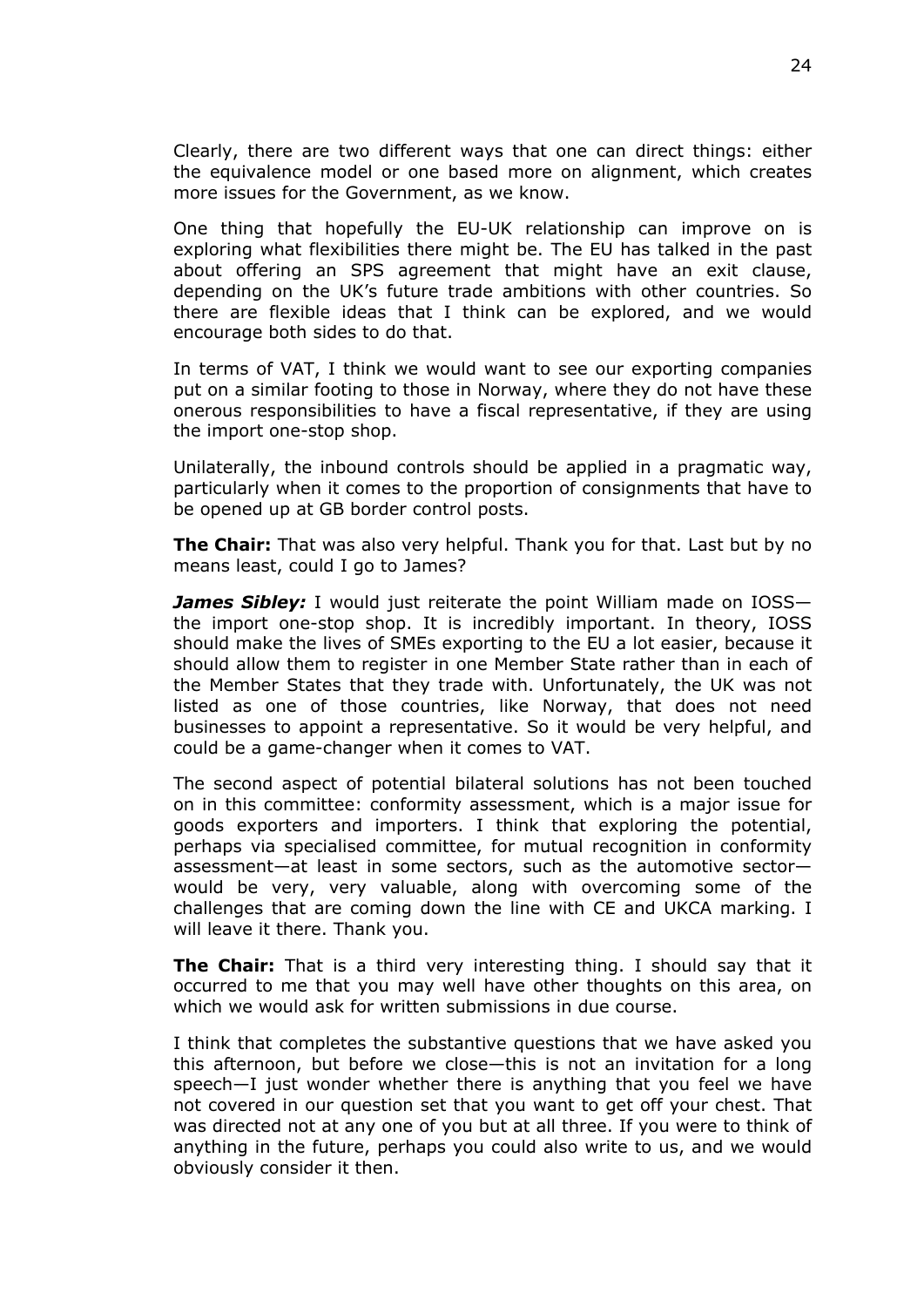Clearly, there are two different ways that one can direct things: either the equivalence model or one based more on alignment, which creates more issues for the Government, as we know.

One thing that hopefully the EU-UK relationship can improve on is exploring what flexibilities there might be. The EU has talked in the past about offering an SPS agreement that might have an exit clause, depending on the UK's future trade ambitions with other countries. So there are flexible ideas that I think can be explored, and we would encourage both sides to do that.

In terms of VAT, I think we would want to see our exporting companies put on a similar footing to those in Norway, where they do not have these onerous responsibilities to have a fiscal representative, if they are using the import one-stop shop.

Unilaterally, the inbound controls should be applied in a pragmatic way, particularly when it comes to the proportion of consignments that have to be opened up at GB border control posts.

**The Chair:** That was also very helpful. Thank you for that. Last but by no means least, could I go to James?

***James Sibley:*** I would just reiterate the point William made on IOSS—the import one-stop shop. It is incredibly important. In theory, IOSS should make the lives of SMEs exporting to the EU a lot easier, because it should allow them to register in one Member State rather than in each of the Member States that they trade with. Unfortunately, the UK was not listed as one of those countries, like Norway, that does not need businesses to appoint a representative. So it would be very helpful, and could be a game-changer when it comes to VAT.

The second aspect of potential bilateral solutions has not been touched on in this committee: conformity assessment, which is a major issue for goods exporters and importers. I think that exploring the potential, perhaps via specialised committee, for mutual recognition in conformity assessment—at least in some sectors, such as the automotive sector—would be very, very valuable, along with overcoming some of the challenges that are coming down the line with CE and UKCA marking. I will leave it there. Thank you.

**The Chair:** That is a third very interesting thing. I should say that it occurred to me that you may well have other thoughts on this area, on which we would ask for written submissions in due course.

I think that completes the substantive questions that we have asked you this afternoon, but before we close—this is not an invitation for a long speech—I just wonder whether there is anything that you feel we have not covered in our question set that you want to get off your chest. That was directed not at any one of you but at all three. If you were to think of anything in the future, perhaps you could also write to us, and we would obviously consider it then.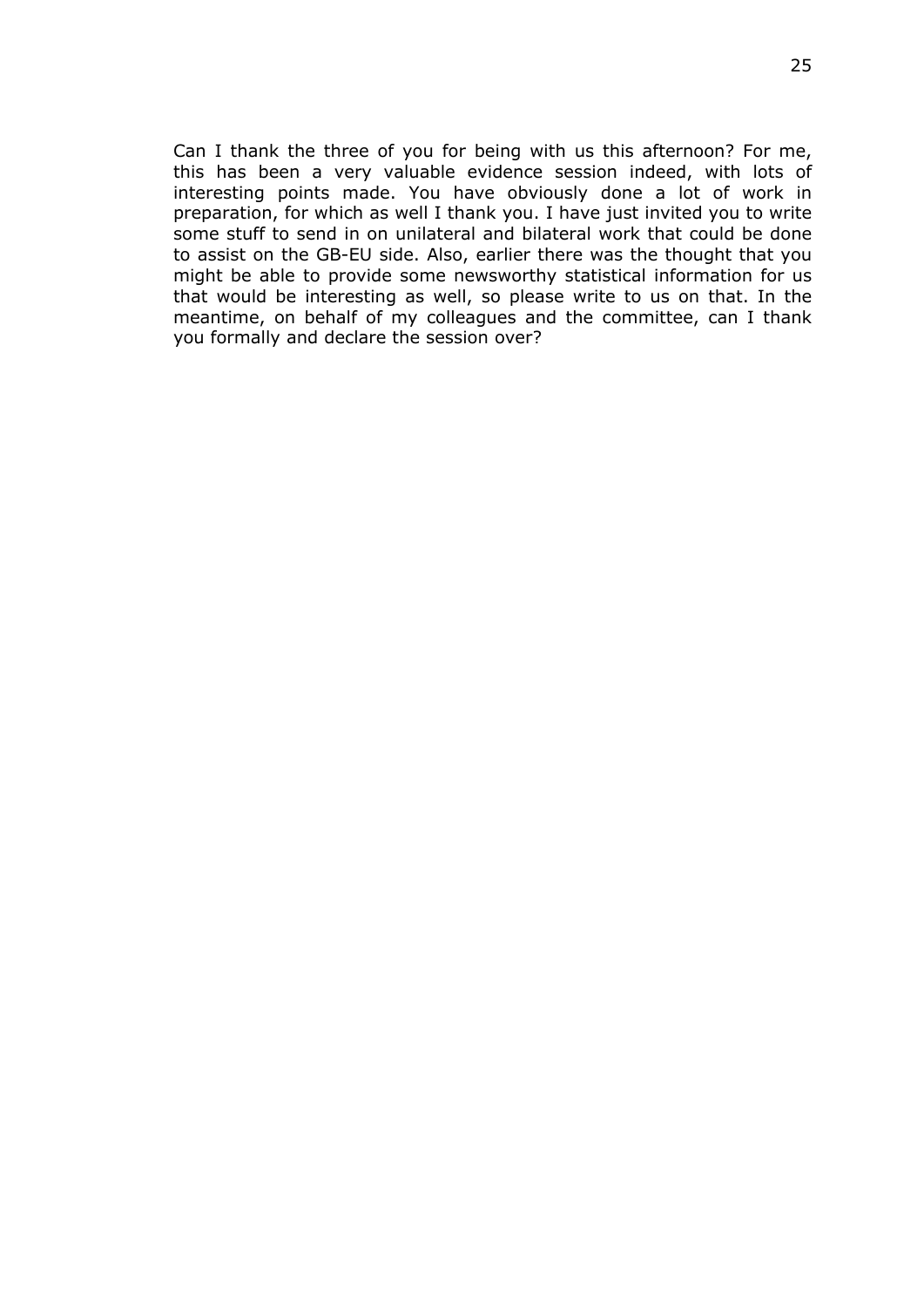Can I thank the three of you for being with us this afternoon? For me, this has been a very valuable evidence session indeed, with lots of interesting points made. You have obviously done a lot of work in preparation, for which as well I thank you. I have just invited you to write some stuff to send in on unilateral and bilateral work that could be done to assist on the GB-EU side. Also, earlier there was the thought that you might be able to provide some newsworthy statistical information for us that would be interesting as well, so please write to us on that. In the meantime, on behalf of my colleagues and the committee, can I thank you formally and declare the session over?